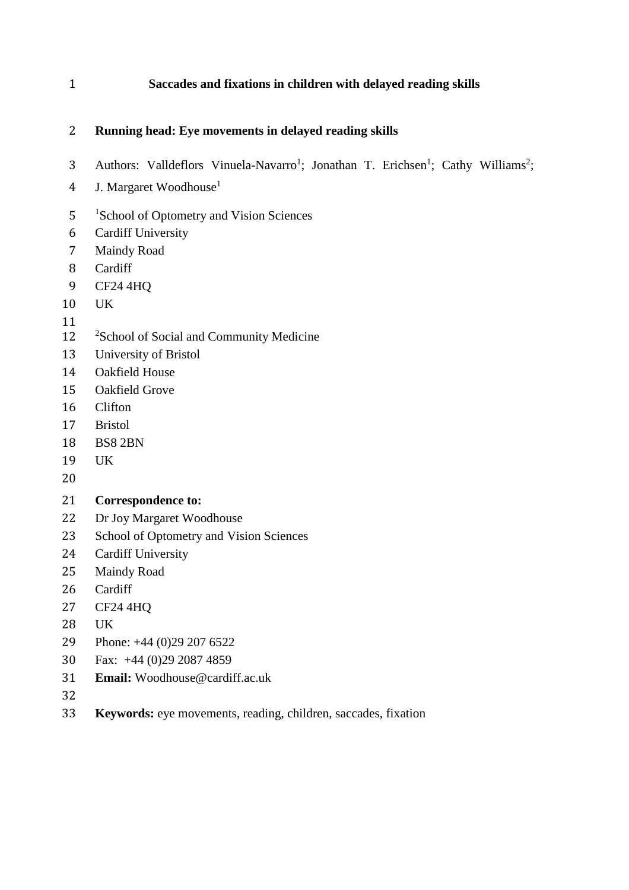# Saccades and fixations in children with delayed reading skills

**Running head: Eye movements in delayed reading skills**

Authors: Valldeflors Vinuela-Navarro[1]; Jonathan T. Erichsen[1]; Cathy Williams[2]; J. Margaret Woodhouse[1]

[1]School of Optometry and Vision Sciences
Cardiff University
Maindy Road
Cardiff
CF24 4HQ
UK

[2]School of Social and Community Medicine
University of Bristol
Oakfield House
Oakfield Grove
Clifton
Bristol
BS8 2BN
UK

**Correspondence to:**
Dr Joy Margaret Woodhouse
School of Optometry and Vision Sciences
Cardiff University
Maindy Road
Cardiff
CF24 4HQ
UK
Phone: +44 (0)29 207 6522
Fax: +44 (0)29 2087 4859
**Email:** Woodhouse@cardiff.ac.uk

**Keywords:** eye movements, reading, children, saccades, fixation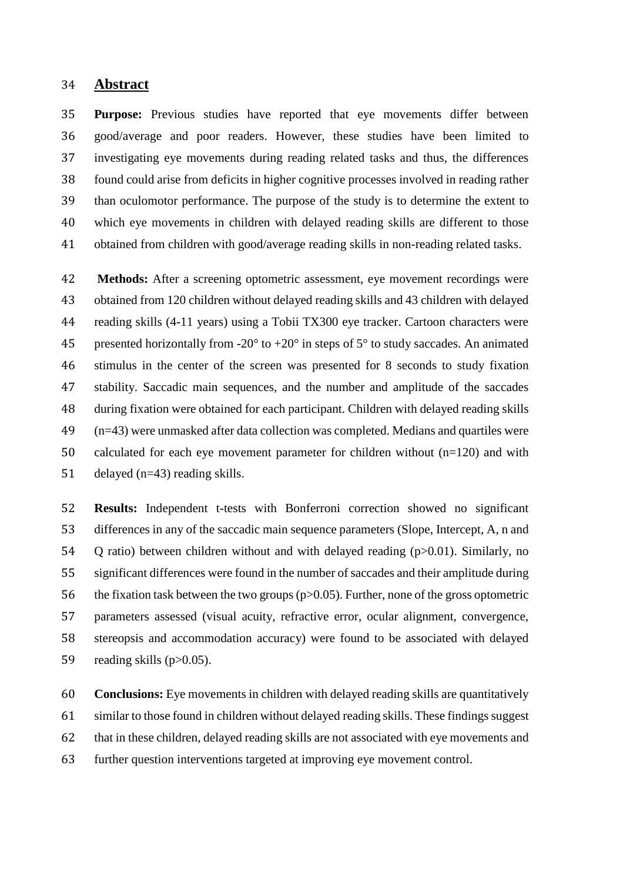## Abstract

**Purpose:** Previous studies have reported that eye movements differ between good/average and poor readers. However, these studies have been limited to investigating eye movements during reading related tasks and thus, the differences found could arise from deficits in higher cognitive processes involved in reading rather than oculomotor performance. The purpose of the study is to determine the extent to which eye movements in children with delayed reading skills are different to those obtained from children with good/average reading skills in non-reading related tasks.

**Methods:** After a screening optometric assessment, eye movement recordings were obtained from 120 children without delayed reading skills and 43 children with delayed reading skills (4-11 years) using a Tobii TX300 eye tracker. Cartoon characters were presented horizontally from -20° to +20° in steps of 5° to study saccades. An animated stimulus in the center of the screen was presented for 8 seconds to study fixation stability. Saccadic main sequences, and the number and amplitude of the saccades during fixation were obtained for each participant. Children with delayed reading skills (n=43) were unmasked after data collection was completed. Medians and quartiles were calculated for each eye movement parameter for children without (n=120) and with delayed (n=43) reading skills.

**Results:** Independent t-tests with Bonferroni correction showed no significant differences in any of the saccadic main sequence parameters (Slope, Intercept, A, n and Q ratio) between children without and with delayed reading ($p>0.01$). Similarly, no significant differences were found in the number of saccades and their amplitude during the fixation task between the two groups ($p>0.05$). Further, none of the gross optometric parameters assessed (visual acuity, refractive error, ocular alignment, convergence, stereopsis and accommodation accuracy) were found to be associated with delayed reading skills ($p>0.05$).

**Conclusions:** Eye movements in children with delayed reading skills are quantitatively similar to those found in children without delayed reading skills. These findings suggest that in these children, delayed reading skills are not associated with eye movements and further question interventions targeted at improving eye movement control.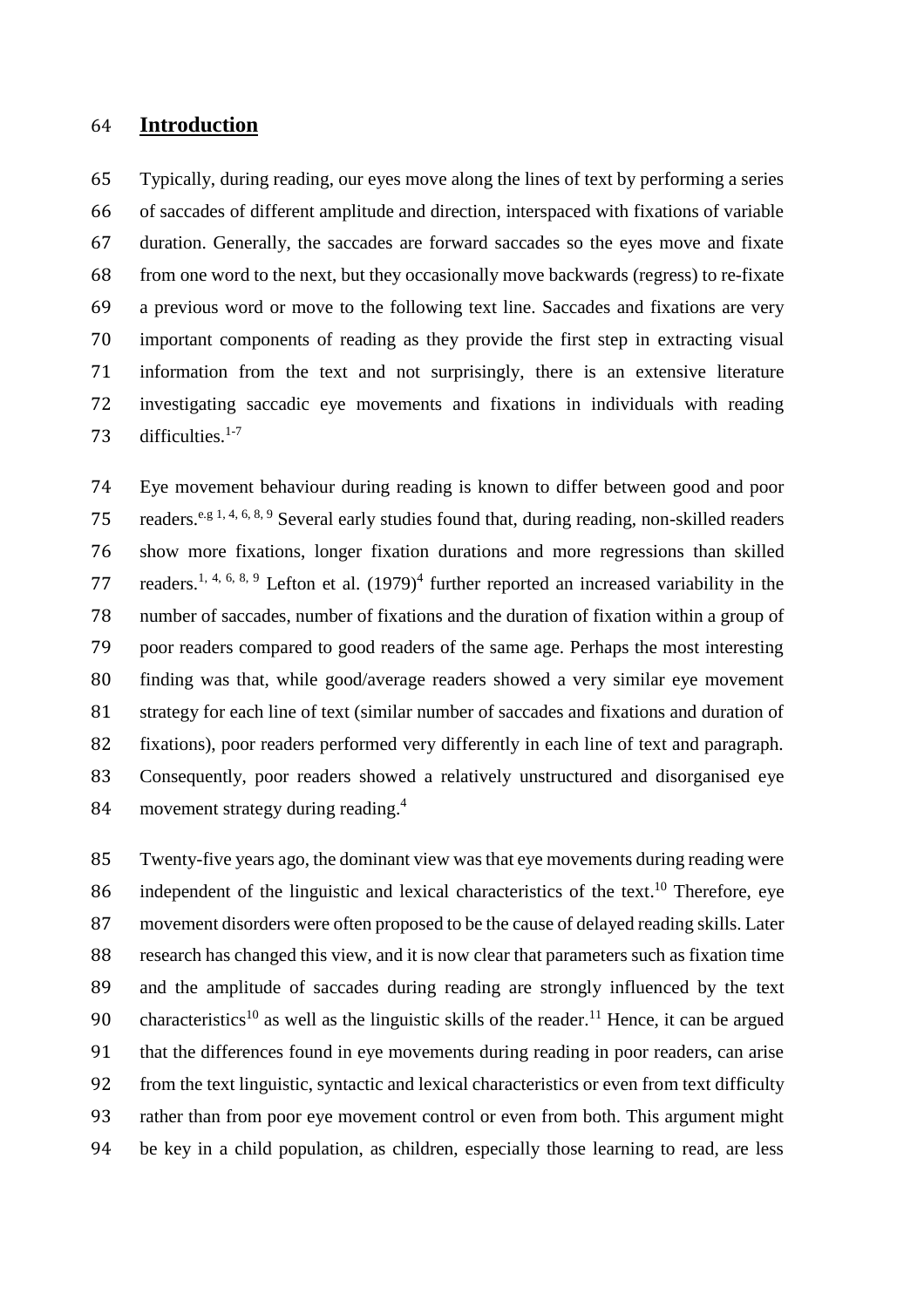## Introduction

Typically, during reading, our eyes move along the lines of text by performing a series of saccades of different amplitude and direction, interspaced with fixations of variable duration. Generally, the saccades are forward saccades so the eyes move and fixate from one word to the next, but they occasionally move backwards (regress) to re-fixate a previous word or move to the following text line. Saccades and fixations are very important components of reading as they provide the first step in extracting visual information from the text and not surprisingly, there is an extensive literature investigating saccadic eye movements and fixations in individuals with reading difficulties.[1-7]

Eye movement behaviour during reading is known to differ between good and poor readers.[e.g 1, 4, 6, 8, 9] Several early studies found that, during reading, non-skilled readers show more fixations, longer fixation durations and more regressions than skilled readers.[1, 4, 6, 8, 9] Lefton et al. (1979)[4] further reported an increased variability in the number of saccades, number of fixations and the duration of fixation within a group of poor readers compared to good readers of the same age. Perhaps the most interesting finding was that, while good/average readers showed a very similar eye movement strategy for each line of text (similar number of saccades and fixations and duration of fixations), poor readers performed very differently in each line of text and paragraph. Consequently, poor readers showed a relatively unstructured and disorganised eye movement strategy during reading.[4]

Twenty-five years ago, the dominant view was that eye movements during reading were independent of the linguistic and lexical characteristics of the text.[10] Therefore, eye movement disorders were often proposed to be the cause of delayed reading skills. Later research has changed this view, and it is now clear that parameters such as fixation time and the amplitude of saccades during reading are strongly influenced by the text characteristics[10] as well as the linguistic skills of the reader.[11] Hence, it can be argued that the differences found in eye movements during reading in poor readers, can arise from the text linguistic, syntactic and lexical characteristics or even from text difficulty rather than from poor eye movement control or even from both. This argument might be key in a child population, as children, especially those learning to read, are less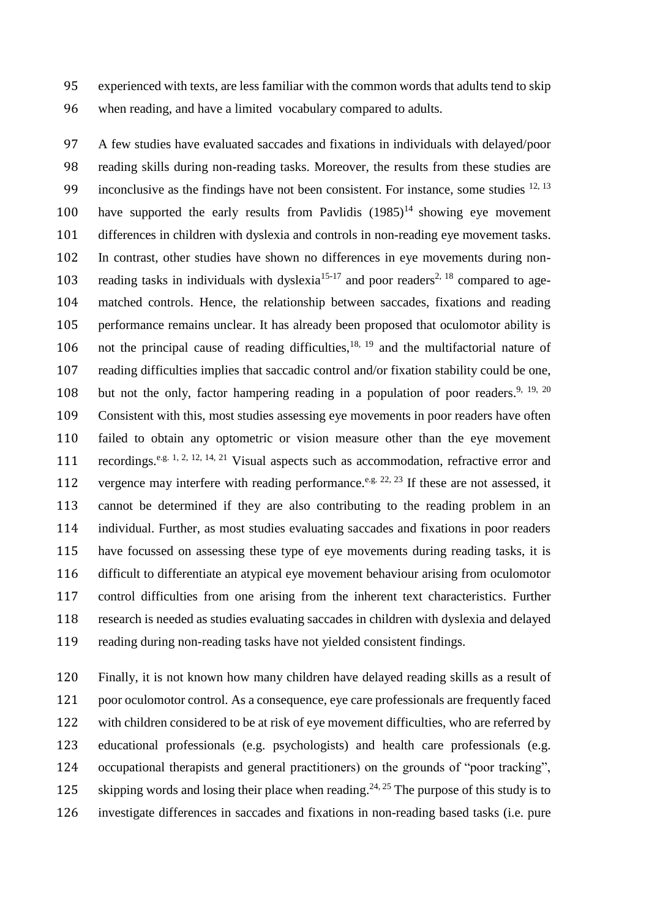experienced with texts, are less familiar with the common words that adults tend to skip when reading, and have a limited vocabulary compared to adults.

A few studies have evaluated saccades and fixations in individuals with delayed/poor reading skills during non-reading tasks. Moreover, the results from these studies are inconclusive as the findings have not been consistent. For instance, some studies [12, 13] have supported the early results from Pavlidis (1985)[14] showing eye movement differences in children with dyslexia and controls in non-reading eye movement tasks. In contrast, other studies have shown no differences in eye movements during non-reading tasks in individuals with dyslexia[15-17] and poor readers[2, 18] compared to age-matched controls. Hence, the relationship between saccades, fixations and reading performance remains unclear. It has already been proposed that oculomotor ability is not the principal cause of reading difficulties,[18, 19] and the multifactorial nature of reading difficulties implies that saccadic control and/or fixation stability could be one, but not the only, factor hampering reading in a population of poor readers.[9, 19, 20] Consistent with this, most studies assessing eye movements in poor readers have often failed to obtain any optometric or vision measure other than the eye movement recordings.[e.g. 1, 2, 12, 14, 21] Visual aspects such as accommodation, refractive error and vergence may interfere with reading performance.[e.g. 22, 23] If these are not assessed, it cannot be determined if they are also contributing to the reading problem in an individual. Further, as most studies evaluating saccades and fixations in poor readers have focussed on assessing these type of eye movements during reading tasks, it is difficult to differentiate an atypical eye movement behaviour arising from oculomotor control difficulties from one arising from the inherent text characteristics. Further research is needed as studies evaluating saccades in children with dyslexia and delayed reading during non-reading tasks have not yielded consistent findings.

Finally, it is not known how many children have delayed reading skills as a result of poor oculomotor control. As a consequence, eye care professionals are frequently faced with children considered to be at risk of eye movement difficulties, who are referred by educational professionals (e.g. psychologists) and health care professionals (e.g. occupational therapists and general practitioners) on the grounds of "poor tracking", skipping words and losing their place when reading.[24, 25] The purpose of this study is to investigate differences in saccades and fixations in non-reading based tasks (i.e. pure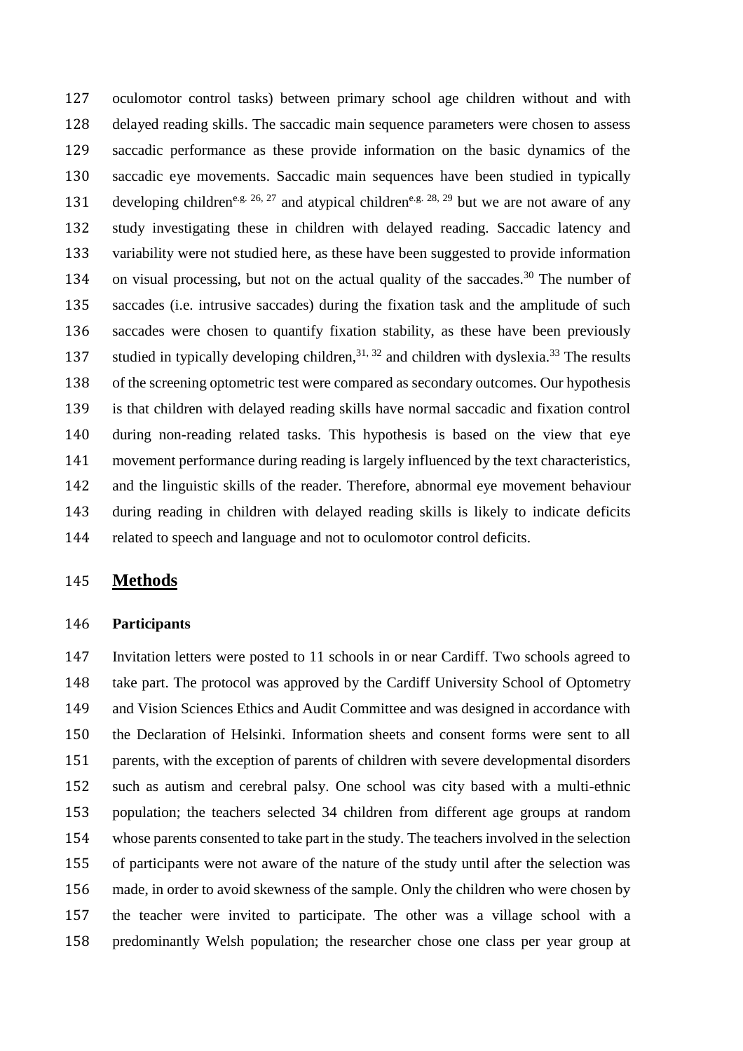oculomotor control tasks) between primary school age children without and with delayed reading skills. The saccadic main sequence parameters were chosen to assess saccadic performance as these provide information on the basic dynamics of the saccadic eye movements. Saccadic main sequences have been studied in typically developing children[e.g. 26, 27] and atypical children[e.g. 28, 29] but we are not aware of any study investigating these in children with delayed reading. Saccadic latency and variability were not studied here, as these have been suggested to provide information on visual processing, but not on the actual quality of the saccades.[30] The number of saccades (i.e. intrusive saccades) during the fixation task and the amplitude of such saccades were chosen to quantify fixation stability, as these have been previously studied in typically developing children,[31, 32] and children with dyslexia.[33] The results of the screening optometric test were compared as secondary outcomes. Our hypothesis is that children with delayed reading skills have normal saccadic and fixation control during non-reading related tasks. This hypothesis is based on the view that eye movement performance during reading is largely influenced by the text characteristics, and the linguistic skills of the reader. Therefore, abnormal eye movement behaviour during reading in children with delayed reading skills is likely to indicate deficits related to speech and language and not to oculomotor control deficits.

## Methods

### Participants

Invitation letters were posted to 11 schools in or near Cardiff. Two schools agreed to take part. The protocol was approved by the Cardiff University School of Optometry and Vision Sciences Ethics and Audit Committee and was designed in accordance with the Declaration of Helsinki. Information sheets and consent forms were sent to all parents, with the exception of parents of children with severe developmental disorders such as autism and cerebral palsy. One school was city based with a multi-ethnic population; the teachers selected 34 children from different age groups at random whose parents consented to take part in the study. The teachers involved in the selection of participants were not aware of the nature of the study until after the selection was made, in order to avoid skewness of the sample. Only the children who were chosen by the teacher were invited to participate. The other was a village school with a predominantly Welsh population; the researcher chose one class per year group at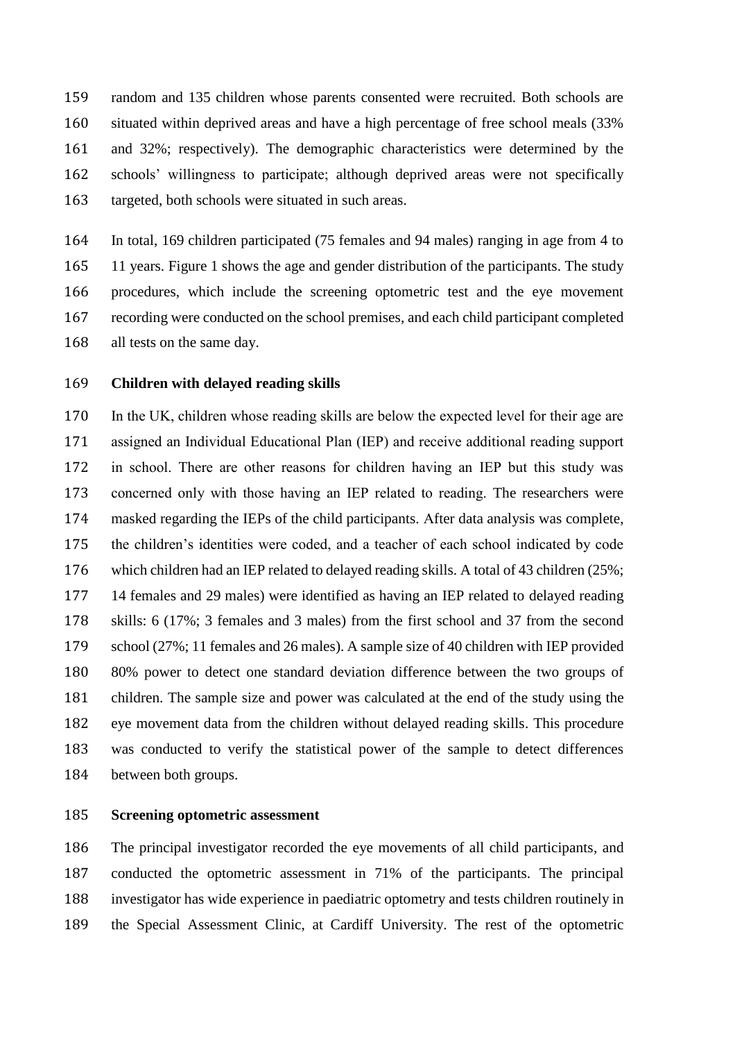random and 135 children whose parents consented were recruited. Both schools are situated within deprived areas and have a high percentage of free school meals (33% and 32%; respectively). The demographic characteristics were determined by the schools' willingness to participate; although deprived areas were not specifically targeted, both schools were situated in such areas.

In total, 169 children participated (75 females and 94 males) ranging in age from 4 to 11 years. Figure 1 shows the age and gender distribution of the participants. The study procedures, which include the screening optometric test and the eye movement recording were conducted on the school premises, and each child participant completed all tests on the same day.

## Children with delayed reading skills

In the UK, children whose reading skills are below the expected level for their age are assigned an Individual Educational Plan (IEP) and receive additional reading support in school. There are other reasons for children having an IEP but this study was concerned only with those having an IEP related to reading. The researchers were masked regarding the IEPs of the child participants. After data analysis was complete, the children's identities were coded, and a teacher of each school indicated by code which children had an IEP related to delayed reading skills. A total of 43 children (25%; 14 females and 29 males) were identified as having an IEP related to delayed reading skills: 6 (17%; 3 females and 3 males) from the first school and 37 from the second school (27%; 11 females and 26 males). A sample size of 40 children with IEP provided 80% power to detect one standard deviation difference between the two groups of children. The sample size and power was calculated at the end of the study using the eye movement data from the children without delayed reading skills. This procedure was conducted to verify the statistical power of the sample to detect differences between both groups.

## Screening optometric assessment

The principal investigator recorded the eye movements of all child participants, and conducted the optometric assessment in 71% of the participants. The principal investigator has wide experience in paediatric optometry and tests children routinely in the Special Assessment Clinic, at Cardiff University. The rest of the optometric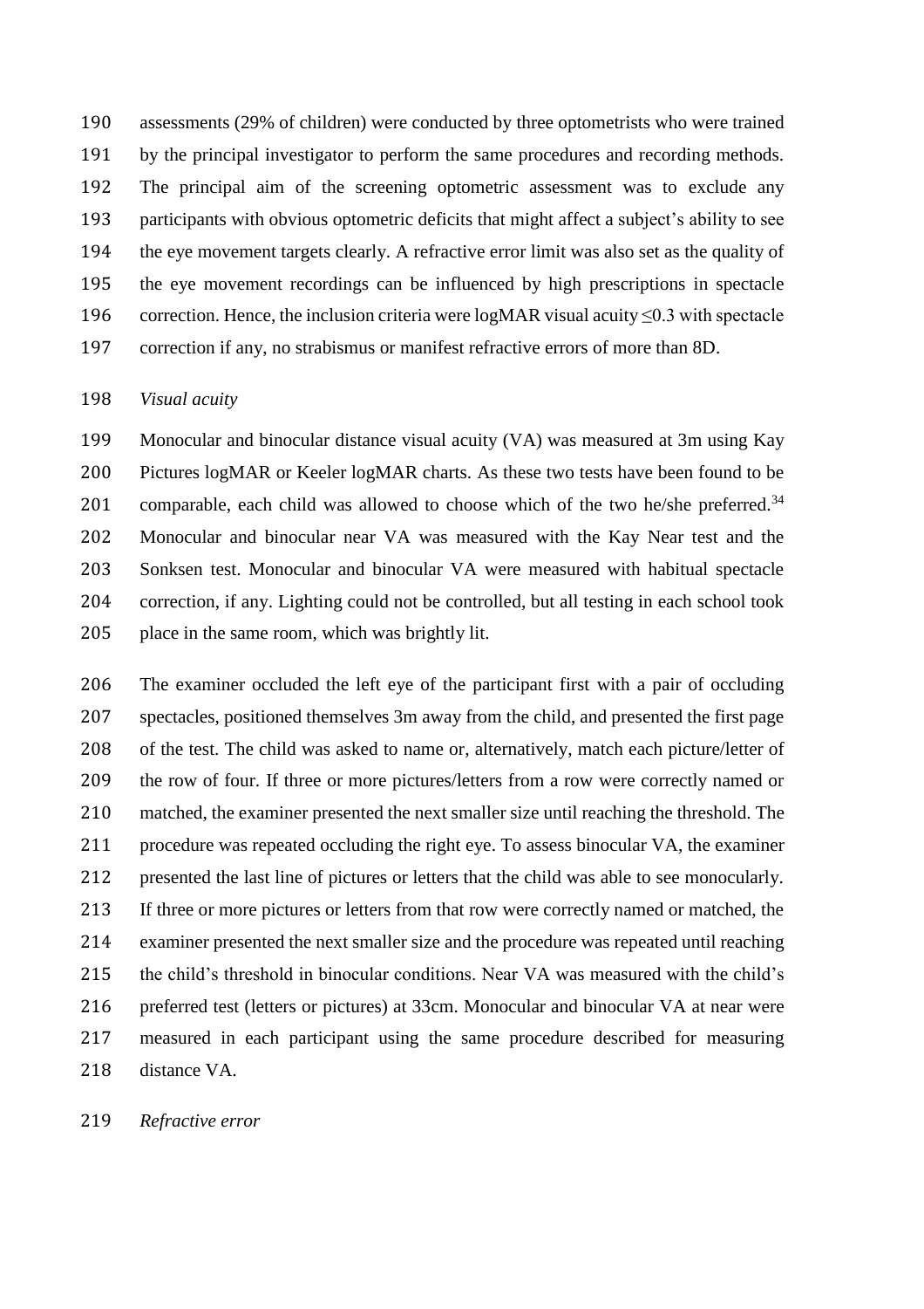assessments (29% of children) were conducted by three optometrists who were trained by the principal investigator to perform the same procedures and recording methods. The principal aim of the screening optometric assessment was to exclude any participants with obvious optometric deficits that might affect a subject's ability to see the eye movement targets clearly. A refractive error limit was also set as the quality of the eye movement recordings can be influenced by high prescriptions in spectacle correction. Hence, the inclusion criteria were logMAR visual acuity ≤0.3 with spectacle correction if any, no strabismus or manifest refractive errors of more than 8D.

*Visual acuity*

Monocular and binocular distance visual acuity (VA) was measured at 3m using Kay Pictures logMAR or Keeler logMAR charts. As these two tests have been found to be comparable, each child was allowed to choose which of the two he/she preferred.[34] Monocular and binocular near VA was measured with the Kay Near test and the Sonksen test. Monocular and binocular VA were measured with habitual spectacle correction, if any. Lighting could not be controlled, but all testing in each school took place in the same room, which was brightly lit.

The examiner occluded the left eye of the participant first with a pair of occluding spectacles, positioned themselves 3m away from the child, and presented the first page of the test. The child was asked to name or, alternatively, match each picture/letter of the row of four. If three or more pictures/letters from a row were correctly named or matched, the examiner presented the next smaller size until reaching the threshold. The procedure was repeated occluding the right eye. To assess binocular VA, the examiner presented the last line of pictures or letters that the child was able to see monocularly. If three or more pictures or letters from that row were correctly named or matched, the examiner presented the next smaller size and the procedure was repeated until reaching the child's threshold in binocular conditions. Near VA was measured with the child's preferred test (letters or pictures) at 33cm. Monocular and binocular VA at near were measured in each participant using the same procedure described for measuring distance VA.

*Refractive error*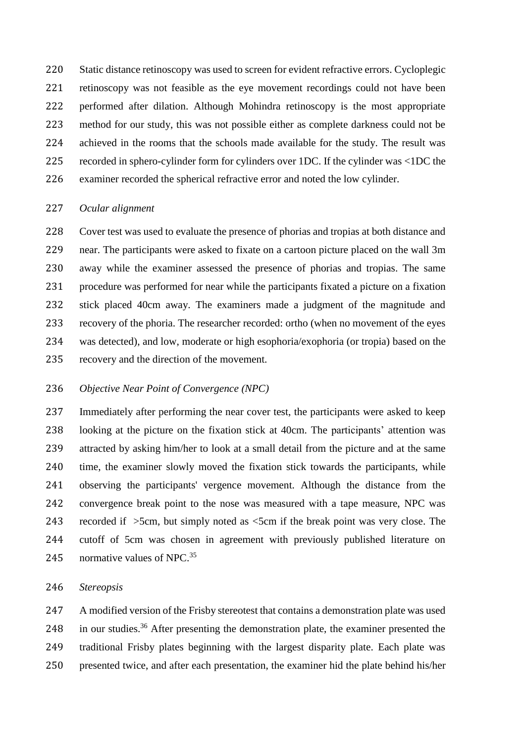Static distance retinoscopy was used to screen for evident refractive errors. Cycloplegic retinoscopy was not feasible as the eye movement recordings could not have been performed after dilation. Although Mohindra retinoscopy is the most appropriate method for our study, this was not possible either as complete darkness could not be achieved in the rooms that the schools made available for the study. The result was recorded in sphero-cylinder form for cylinders over 1DC. If the cylinder was <1DC the examiner recorded the spherical refractive error and noted the low cylinder.

*Ocular alignment*

Cover test was used to evaluate the presence of phorias and tropias at both distance and near. The participants were asked to fixate on a cartoon picture placed on the wall 3m away while the examiner assessed the presence of phorias and tropias. The same procedure was performed for near while the participants fixated a picture on a fixation stick placed 40cm away. The examiners made a judgment of the magnitude and recovery of the phoria. The researcher recorded: ortho (when no movement of the eyes was detected), and low, moderate or high esophoria/exophoria (or tropia) based on the recovery and the direction of the movement.

*Objective Near Point of Convergence (NPC)*

Immediately after performing the near cover test, the participants were asked to keep looking at the picture on the fixation stick at 40cm. The participants' attention was attracted by asking him/her to look at a small detail from the picture and at the same time, the examiner slowly moved the fixation stick towards the participants, while observing the participants' vergence movement. Although the distance from the convergence break point to the nose was measured with a tape measure, NPC was recorded if >5cm, but simply noted as <5cm if the break point was very close. The cutoff of 5cm was chosen in agreement with previously published literature on normative values of NPC.[35]

*Stereopsis*

A modified version of the Frisby stereotest that contains a demonstration plate was used in our studies.[36] After presenting the demonstration plate, the examiner presented the traditional Frisby plates beginning with the largest disparity plate. Each plate was presented twice, and after each presentation, the examiner hid the plate behind his/her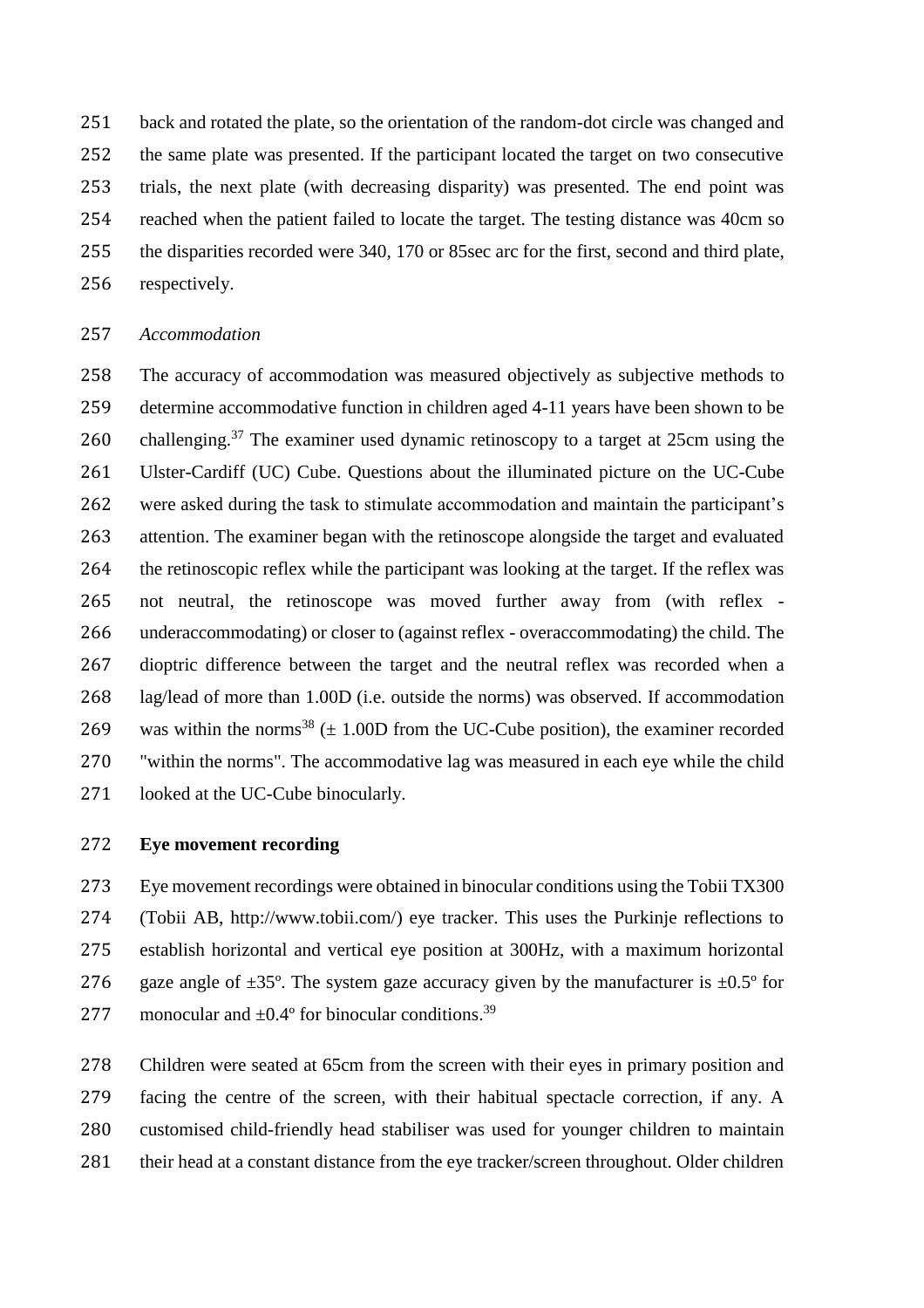back and rotated the plate, so the orientation of the random-dot circle was changed and the same plate was presented. If the participant located the target on two consecutive trials, the next plate (with decreasing disparity) was presented. The end point was reached when the patient failed to locate the target. The testing distance was 40cm so the disparities recorded were 340, 170 or 85sec arc for the first, second and third plate, respectively.

*Accommodation*

The accuracy of accommodation was measured objectively as subjective methods to determine accommodative function in children aged 4-11 years have been shown to be challenging.[37] The examiner used dynamic retinoscopy to a target at 25cm using the Ulster-Cardiff (UC) Cube. Questions about the illuminated picture on the UC-Cube were asked during the task to stimulate accommodation and maintain the participant's attention. The examiner began with the retinoscope alongside the target and evaluated the retinoscopic reflex while the participant was looking at the target. If the reflex was not neutral, the retinoscope was moved further away from (with reflex - underaccommodating) or closer to (against reflex - overaccommodating) the child. The dioptric difference between the target and the neutral reflex was recorded when a lag/lead of more than 1.00D (i.e. outside the norms) was observed. If accommodation was within the norms[38] (± 1.00D from the UC-Cube position), the examiner recorded "within the norms". The accommodative lag was measured in each eye while the child looked at the UC-Cube binocularly.

**Eye movement recording**

Eye movement recordings were obtained in binocular conditions using the Tobii TX300 (Tobii AB, http://www.tobii.com/) eye tracker. This uses the Purkinje reflections to establish horizontal and vertical eye position at 300Hz, with a maximum horizontal gaze angle of ±35º. The system gaze accuracy given by the manufacturer is ±0.5º for monocular and ±0.4º for binocular conditions.[39]

Children were seated at 65cm from the screen with their eyes in primary position and facing the centre of the screen, with their habitual spectacle correction, if any. A customised child-friendly head stabiliser was used for younger children to maintain their head at a constant distance from the eye tracker/screen throughout. Older children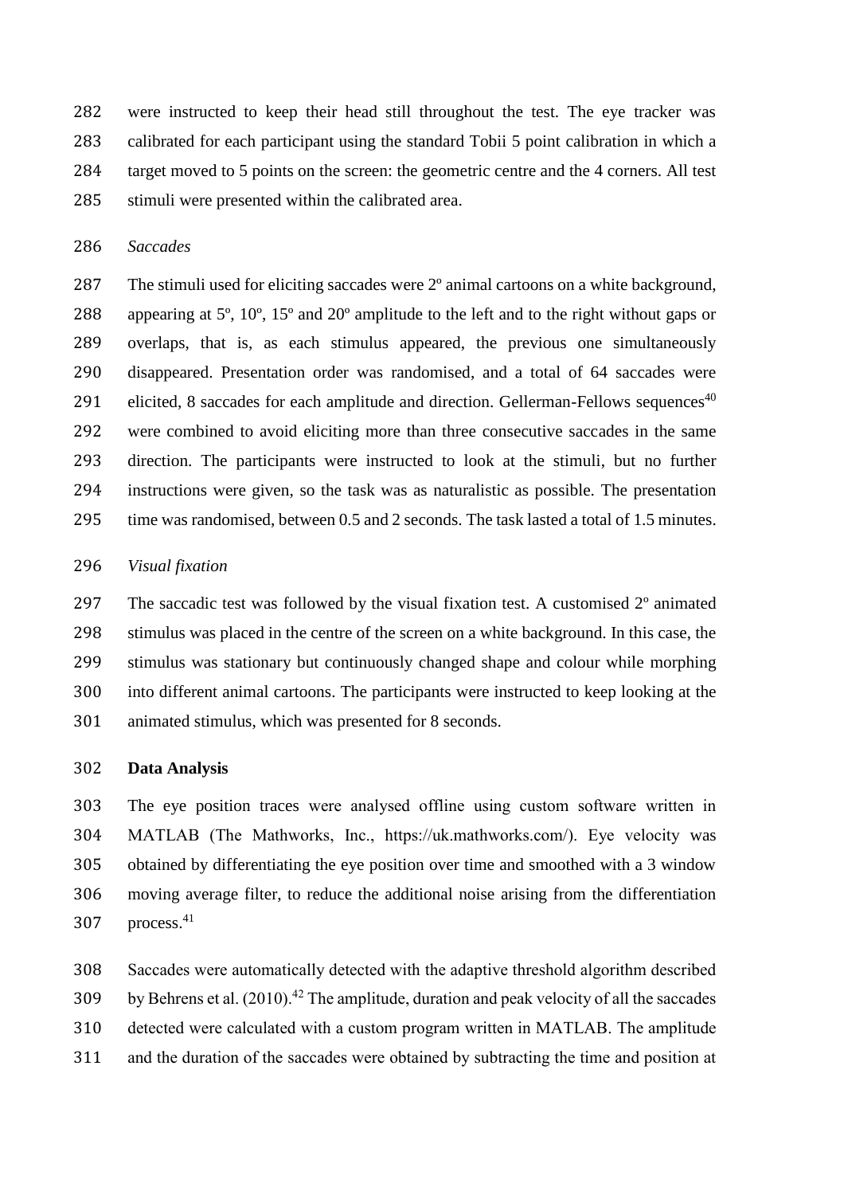were instructed to keep their head still throughout the test. The eye tracker was calibrated for each participant using the standard Tobii 5 point calibration in which a target moved to 5 points on the screen: the geometric centre and the 4 corners. All test stimuli were presented within the calibrated area.

*Saccades*

The stimuli used for eliciting saccades were 2º animal cartoons on a white background, appearing at 5º, 10º, 15º and 20º amplitude to the left and to the right without gaps or overlaps, that is, as each stimulus appeared, the previous one simultaneously disappeared. Presentation order was randomised, and a total of 64 saccades were elicited, 8 saccades for each amplitude and direction. Gellerman-Fellows sequences[40] were combined to avoid eliciting more than three consecutive saccades in the same direction. The participants were instructed to look at the stimuli, but no further instructions were given, so the task was as naturalistic as possible. The presentation time was randomised, between 0.5 and 2 seconds. The task lasted a total of 1.5 minutes.

*Visual fixation*

The saccadic test was followed by the visual fixation test. A customised 2º animated stimulus was placed in the centre of the screen on a white background. In this case, the stimulus was stationary but continuously changed shape and colour while morphing into different animal cartoons. The participants were instructed to keep looking at the animated stimulus, which was presented for 8 seconds.

**Data Analysis**

The eye position traces were analysed offline using custom software written in MATLAB (The Mathworks, Inc., https://uk.mathworks.com/). Eye velocity was obtained by differentiating the eye position over time and smoothed with a 3 window moving average filter, to reduce the additional noise arising from the differentiation process.[41]

Saccades were automatically detected with the adaptive threshold algorithm described by Behrens et al. (2010).[42] The amplitude, duration and peak velocity of all the saccades detected were calculated with a custom program written in MATLAB. The amplitude and the duration of the saccades were obtained by subtracting the time and position at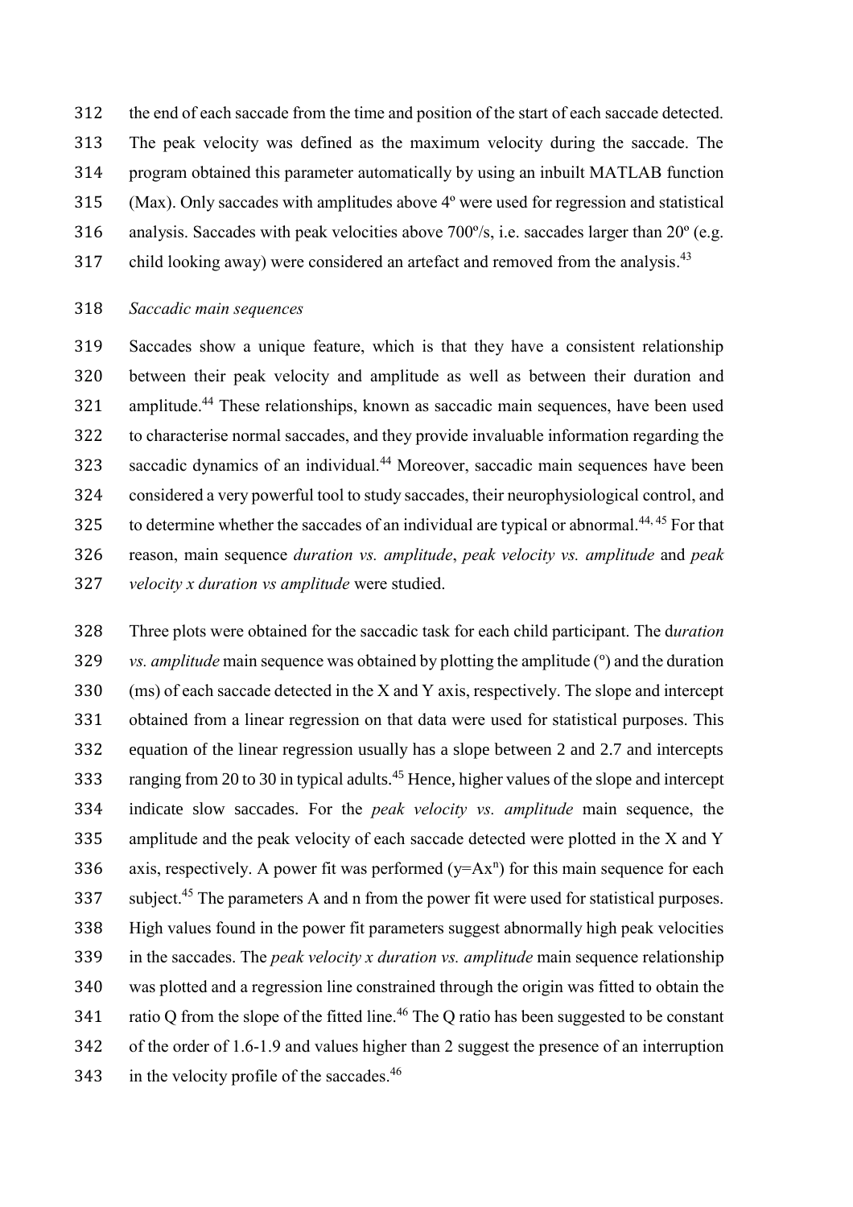the end of each saccade from the time and position of the start of each saccade detected. The peak velocity was defined as the maximum velocity during the saccade. The program obtained this parameter automatically by using an inbuilt MATLAB function (Max). Only saccades with amplitudes above 4º were used for regression and statistical analysis. Saccades with peak velocities above 700º/s, i.e. saccades larger than 20º (e.g. child looking away) were considered an artefact and removed from the analysis.[43]

*Saccadic main sequences*

Saccades show a unique feature, which is that they have a consistent relationship between their peak velocity and amplitude as well as between their duration and amplitude.[44] These relationships, known as saccadic main sequences, have been used to characterise normal saccades, and they provide invaluable information regarding the saccadic dynamics of an individual.[44] Moreover, saccadic main sequences have been considered a very powerful tool to study saccades, their neurophysiological control, and to determine whether the saccades of an individual are typical or abnormal.[44, 45] For that reason, main sequence *duration vs. amplitude*, *peak velocity vs. amplitude* and *peak velocity x duration vs amplitude* were studied.

Three plots were obtained for the saccadic task for each child participant. The d*uration vs. amplitude* main sequence was obtained by plotting the amplitude (º) and the duration (ms) of each saccade detected in the X and Y axis, respectively. The slope and intercept obtained from a linear regression on that data were used for statistical purposes. This equation of the linear regression usually has a slope between 2 and 2.7 and intercepts ranging from 20 to 30 in typical adults.[45] Hence, higher values of the slope and intercept indicate slow saccades. For the *peak velocity vs. amplitude* main sequence, the amplitude and the peak velocity of each saccade detected were plotted in the X and Y axis, respectively. A power fit was performed ($y=Ax^n$) for this main sequence for each subject.[45] The parameters A and n from the power fit were used for statistical purposes. High values found in the power fit parameters suggest abnormally high peak velocities in the saccades. The *peak velocity x duration vs. amplitude* main sequence relationship was plotted and a regression line constrained through the origin was fitted to obtain the ratio Q from the slope of the fitted line.[46] The Q ratio has been suggested to be constant of the order of 1.6-1.9 and values higher than 2 suggest the presence of an interruption in the velocity profile of the saccades.[46]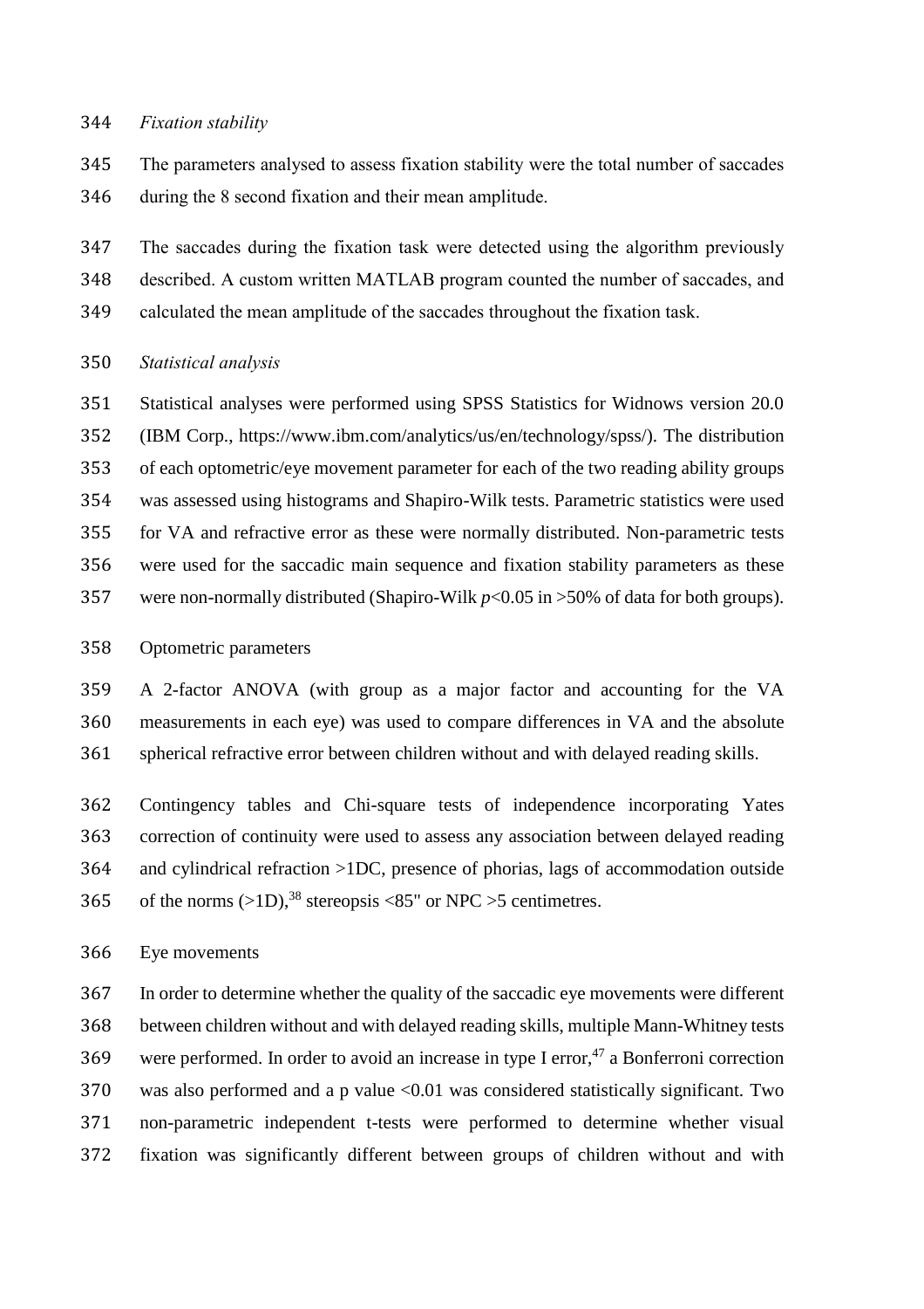*Fixation stability*

The parameters analysed to assess fixation stability were the total number of saccades during the 8 second fixation and their mean amplitude.

The saccades during the fixation task were detected using the algorithm previously described. A custom written MATLAB program counted the number of saccades, and calculated the mean amplitude of the saccades throughout the fixation task.

*Statistical analysis*

Statistical analyses were performed using SPSS Statistics for Widnows version 20.0 (IBM Corp., https://www.ibm.com/analytics/us/en/technology/spss/). The distribution of each optometric/eye movement parameter for each of the two reading ability groups was assessed using histograms and Shapiro-Wilk tests. Parametric statistics were used for VA and refractive error as these were normally distributed. Non-parametric tests were used for the saccadic main sequence and fixation stability parameters as these were non-normally distributed (Shapiro-Wilk $p<0.05$ in >50% of data for both groups).

Optometric parameters

A 2-factor ANOVA (with group as a major factor and accounting for the VA measurements in each eye) was used to compare differences in VA and the absolute spherical refractive error between children without and with delayed reading skills.

Contingency tables and Chi-square tests of independence incorporating Yates correction of continuity were used to assess any association between delayed reading and cylindrical refraction >1DC, presence of phorias, lags of accommodation outside of the norms (>1D),[38] stereopsis <85" or NPC >5 centimetres.

Eye movements

In order to determine whether the quality of the saccadic eye movements were different between children without and with delayed reading skills, multiple Mann-Whitney tests were performed. In order to avoid an increase in type I error,[47] a Bonferroni correction was also performed and a p value <0.01 was considered statistically significant. Two non-parametric independent t-tests were performed to determine whether visual fixation was significantly different between groups of children without and with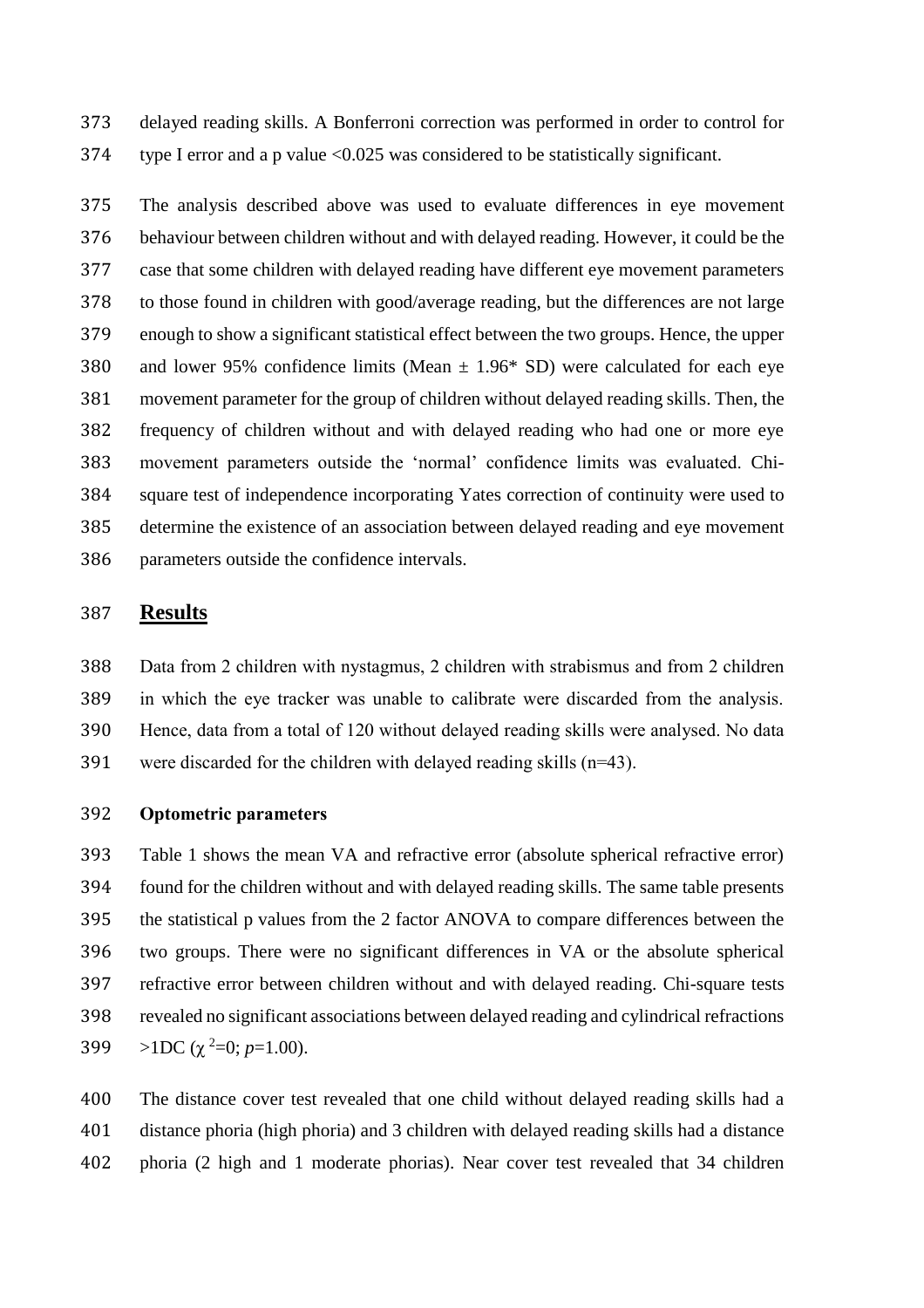delayed reading skills. A Bonferroni correction was performed in order to control for type I error and a p value <0.025 was considered to be statistically significant.

The analysis described above was used to evaluate differences in eye movement behaviour between children without and with delayed reading. However, it could be the case that some children with delayed reading have different eye movement parameters to those found in children with good/average reading, but the differences are not large enough to show a significant statistical effect between the two groups. Hence, the upper and lower 95% confidence limits (Mean ± 1.96* SD) were calculated for each eye movement parameter for the group of children without delayed reading skills. Then, the frequency of children without and with delayed reading who had one or more eye movement parameters outside the 'normal' confidence limits was evaluated. Chi-square test of independence incorporating Yates correction of continuity were used to determine the existence of an association between delayed reading and eye movement parameters outside the confidence intervals.

## Results

Data from 2 children with nystagmus, 2 children with strabismus and from 2 children in which the eye tracker was unable to calibrate were discarded from the analysis. Hence, data from a total of 120 without delayed reading skills were analysed. No data were discarded for the children with delayed reading skills (n=43).

### Optometric parameters

Table 1 shows the mean VA and refractive error (absolute spherical refractive error) found for the children without and with delayed reading skills. The same table presents the statistical p values from the 2 factor ANOVA to compare differences between the two groups. There were no significant differences in VA or the absolute spherical refractive error between children without and with delayed reading. Chi-square tests revealed no significant associations between delayed reading and cylindrical refractions >1DC ($\chi^2=0$; $p=1.00$).

The distance cover test revealed that one child without delayed reading skills had a distance phoria (high phoria) and 3 children with delayed reading skills had a distance phoria (2 high and 1 moderate phorias). Near cover test revealed that 34 children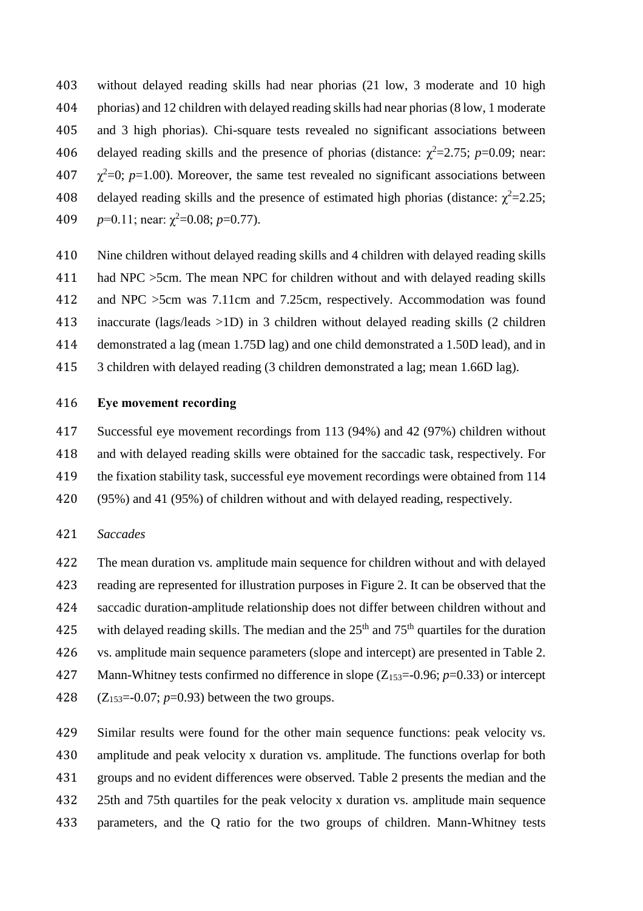without delayed reading skills had near phorias (21 low, 3 moderate and 10 high phorias) and 12 children with delayed reading skills had near phorias (8 low, 1 moderate and 3 high phorias). Chi-square tests revealed no significant associations between delayed reading skills and the presence of phorias (distance: $\chi^2$=2.75; $p$=0.09; near: $\chi^2$=0; $p$=1.00). Moreover, the same test revealed no significant associations between delayed reading skills and the presence of estimated high phorias (distance: $\chi^2$=2.25; $p$=0.11; near: $\chi^2$=0.08; $p$=0.77).

Nine children without delayed reading skills and 4 children with delayed reading skills had NPC >5cm. The mean NPC for children without and with delayed reading skills and NPC >5cm was 7.11cm and 7.25cm, respectively. Accommodation was found inaccurate (lags/leads >1D) in 3 children without delayed reading skills (2 children demonstrated a lag (mean 1.75D lag) and one child demonstrated a 1.50D lead), and in 3 children with delayed reading (3 children demonstrated a lag; mean 1.66D lag).

**Eye movement recording**

Successful eye movement recordings from 113 (94%) and 42 (97%) children without and with delayed reading skills were obtained for the saccadic task, respectively. For the fixation stability task, successful eye movement recordings were obtained from 114 (95%) and 41 (95%) of children without and with delayed reading, respectively.

*Saccades*

The mean duration vs. amplitude main sequence for children without and with delayed reading are represented for illustration purposes in Figure 2. It can be observed that the saccadic duration-amplitude relationship does not differ between children without and with delayed reading skills. The median and the 25$^{th}$ and 75$^{th}$ quartiles for the duration vs. amplitude main sequence parameters (slope and intercept) are presented in Table 2. Mann-Whitney tests confirmed no difference in slope ($Z_{153}$=-0.96; $p$=0.33) or intercept ($Z_{153}$=-0.07; $p$=0.93) between the two groups.

Similar results were found for the other main sequence functions: peak velocity vs. amplitude and peak velocity x duration vs. amplitude. The functions overlap for both groups and no evident differences were observed. Table 2 presents the median and the 25th and 75th quartiles for the peak velocity x duration vs. amplitude main sequence parameters, and the Q ratio for the two groups of children. Mann-Whitney tests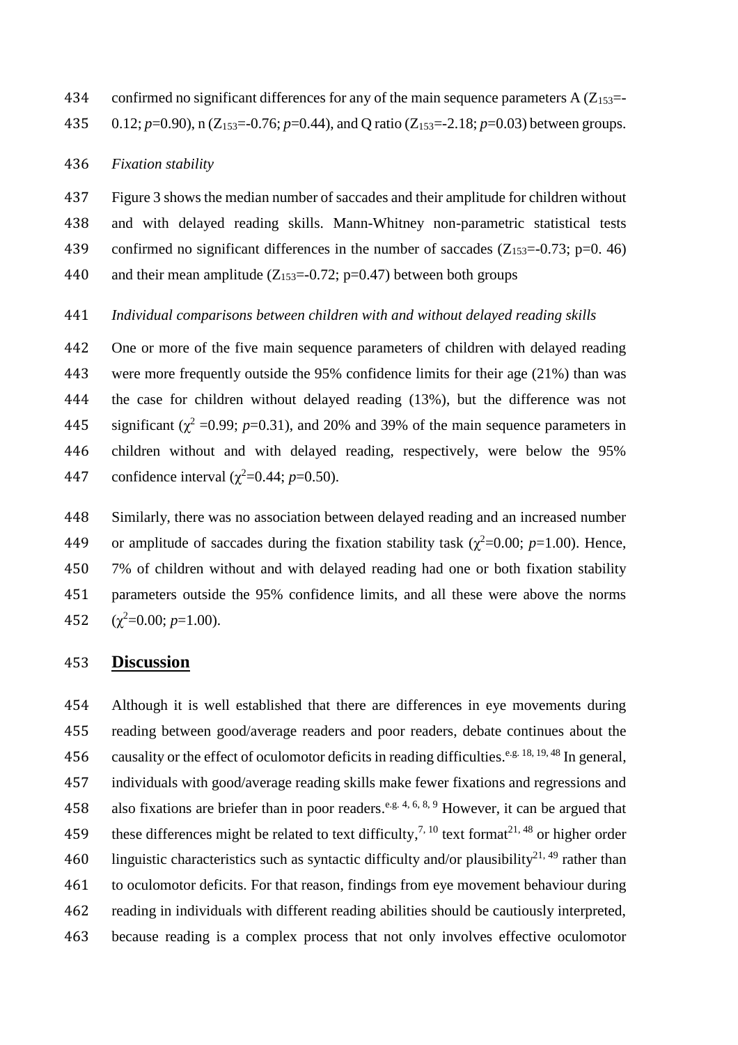confirmed no significant differences for any of the main sequence parameters A ($Z_{153}$=-0.12; *p*=0.90), n ($Z_{153}$=-0.76; *p*=0.44), and Q ratio ($Z_{153}$=-2.18; *p*=0.03) between groups.

*Fixation stability*

Figure 3 shows the median number of saccades and their amplitude for children without and with delayed reading skills. Mann-Whitney non-parametric statistical tests confirmed no significant differences in the number of saccades ($Z_{153}$=-0.73; p=0. 46) and their mean amplitude ($Z_{153}$=-0.72; p=0.47) between both groups

*Individual comparisons between children with and without delayed reading skills*

One or more of the five main sequence parameters of children with delayed reading were more frequently outside the 95% confidence limits for their age (21%) than was the case for children without delayed reading (13%), but the difference was not significant ($\chi^2$ =0.99; *p*=0.31), and 20% and 39% of the main sequence parameters in children without and with delayed reading, respectively, were below the 95% confidence interval ($\chi^2$=0.44; *p*=0.50).

Similarly, there was no association between delayed reading and an increased number or amplitude of saccades during the fixation stability task ($\chi^2$=0.00; *p*=1.00). Hence, 7% of children without and with delayed reading had one or both fixation stability parameters outside the 95% confidence limits, and all these were above the norms ($\chi^2$=0.00; *p*=1.00).

## **Discussion**

Although it is well established that there are differences in eye movements during reading between good/average readers and poor readers, debate continues about the causality or the effect of oculomotor deficits in reading difficulties.[e.g. 18, 19, 48] In general, individuals with good/average reading skills make fewer fixations and regressions and also fixations are briefer than in poor readers.[e.g. 4, 6, 8, 9] However, it can be argued that these differences might be related to text difficulty,[7, 10] text format[21, 48] or higher order linguistic characteristics such as syntactic difficulty and/or plausibility[21, 49] rather than to oculomotor deficits. For that reason, findings from eye movement behaviour during reading in individuals with different reading abilities should be cautiously interpreted, because reading is a complex process that not only involves effective oculomotor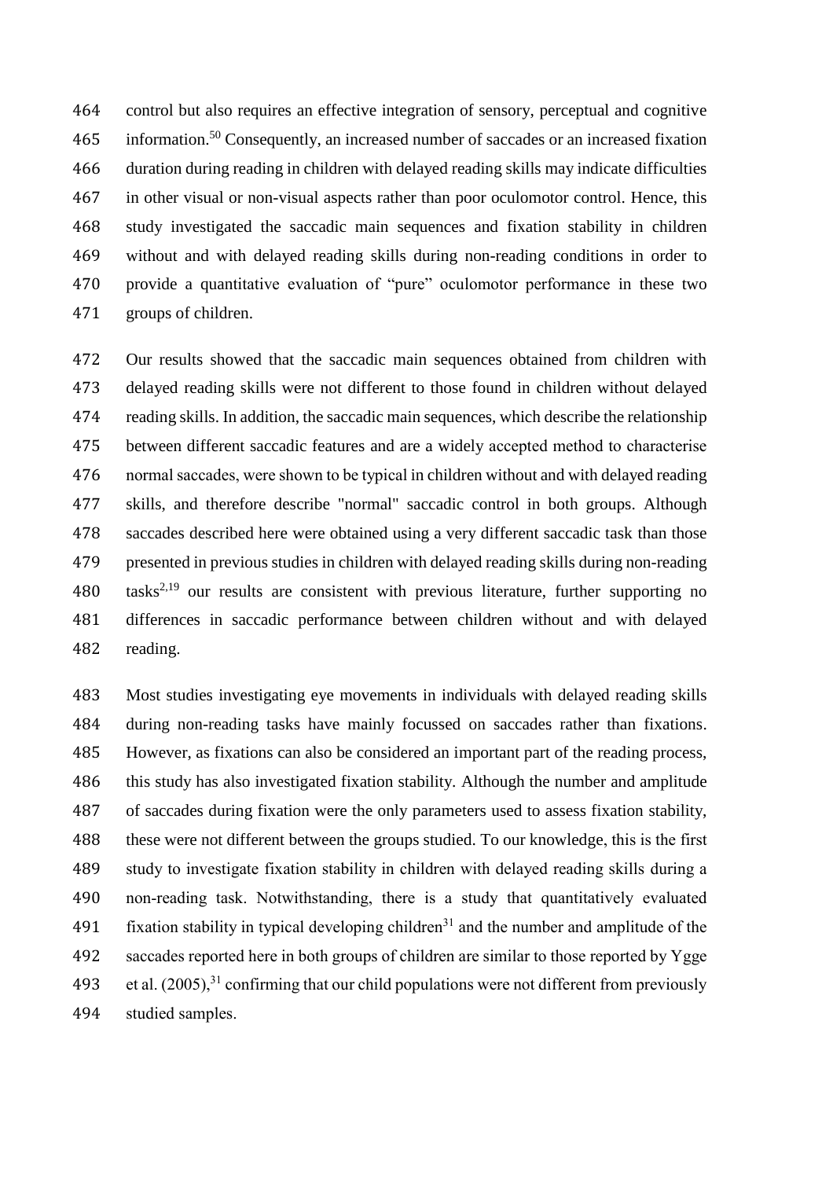control but also requires an effective integration of sensory, perceptual and cognitive information.[50] Consequently, an increased number of saccades or an increased fixation duration during reading in children with delayed reading skills may indicate difficulties in other visual or non-visual aspects rather than poor oculomotor control. Hence, this study investigated the saccadic main sequences and fixation stability in children without and with delayed reading skills during non-reading conditions in order to provide a quantitative evaluation of "pure" oculomotor performance in these two groups of children.

Our results showed that the saccadic main sequences obtained from children with delayed reading skills were not different to those found in children without delayed reading skills. In addition, the saccadic main sequences, which describe the relationship between different saccadic features and are a widely accepted method to characterise normal saccades, were shown to be typical in children without and with delayed reading skills, and therefore describe "normal" saccadic control in both groups. Although saccades described here were obtained using a very different saccadic task than those presented in previous studies in children with delayed reading skills during non-reading tasks[2,19] our results are consistent with previous literature, further supporting no differences in saccadic performance between children without and with delayed reading.

Most studies investigating eye movements in individuals with delayed reading skills during non-reading tasks have mainly focussed on saccades rather than fixations. However, as fixations can also be considered an important part of the reading process, this study has also investigated fixation stability. Although the number and amplitude of saccades during fixation were the only parameters used to assess fixation stability, these were not different between the groups studied. To our knowledge, this is the first study to investigate fixation stability in children with delayed reading skills during a non-reading task. Notwithstanding, there is a study that quantitatively evaluated fixation stability in typical developing children[31] and the number and amplitude of the saccades reported here in both groups of children are similar to those reported by Ygge et al. (2005),[31] confirming that our child populations were not different from previously studied samples.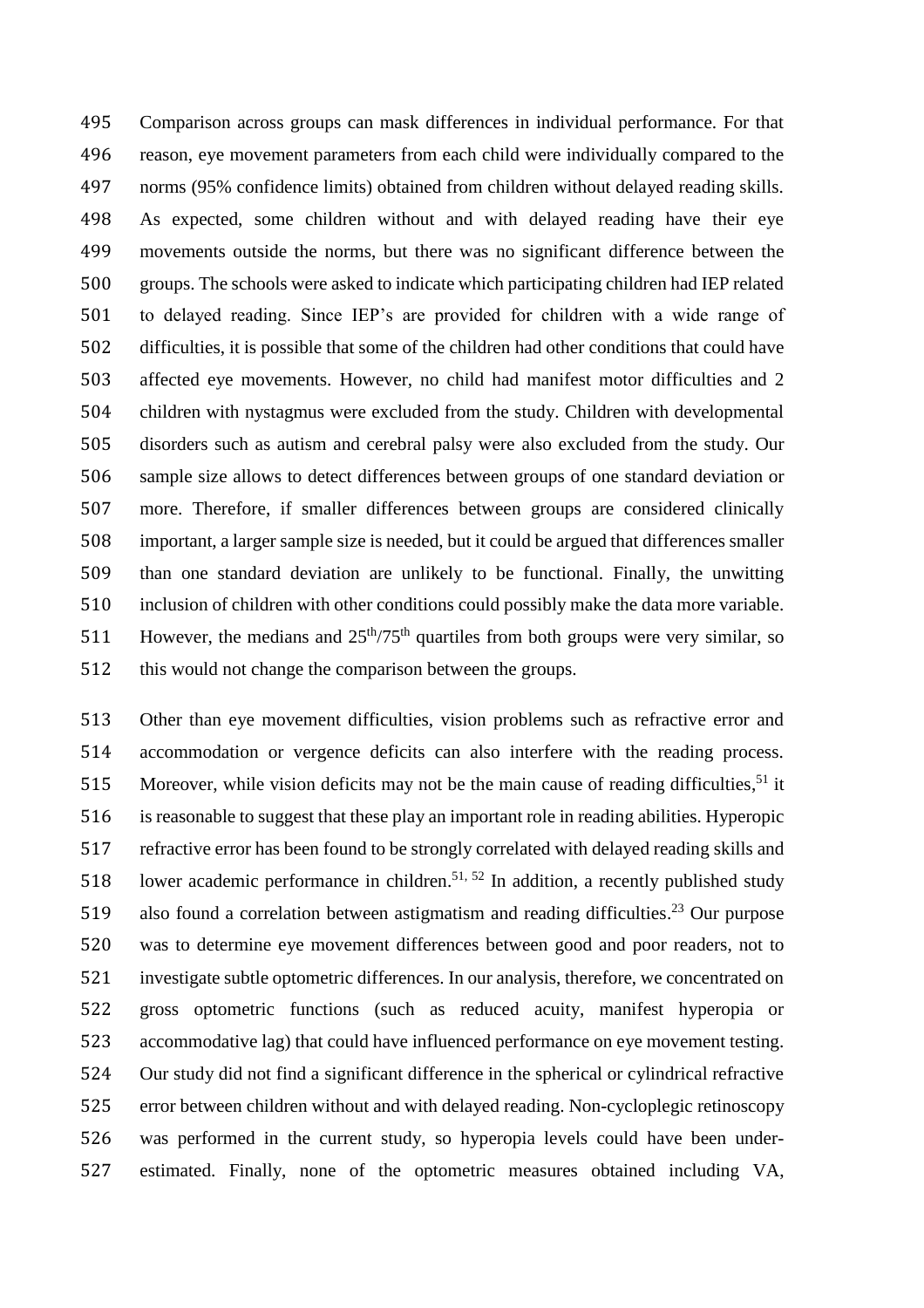Comparison across groups can mask differences in individual performance. For that reason, eye movement parameters from each child were individually compared to the norms (95% confidence limits) obtained from children without delayed reading skills. As expected, some children without and with delayed reading have their eye movements outside the norms, but there was no significant difference between the groups. The schools were asked to indicate which participating children had IEP related to delayed reading. Since IEP's are provided for children with a wide range of difficulties, it is possible that some of the children had other conditions that could have affected eye movements. However, no child had manifest motor difficulties and 2 children with nystagmus were excluded from the study. Children with developmental disorders such as autism and cerebral palsy were also excluded from the study. Our sample size allows to detect differences between groups of one standard deviation or more. Therefore, if smaller differences between groups are considered clinically important, a larger sample size is needed, but it could be argued that differences smaller than one standard deviation are unlikely to be functional. Finally, the unwitting inclusion of children with other conditions could possibly make the data more variable. However, the medians and $25^{th}/75^{th}$ quartiles from both groups were very similar, so this would not change the comparison between the groups.

Other than eye movement difficulties, vision problems such as refractive error and accommodation or vergence deficits can also interfere with the reading process. Moreover, while vision deficits may not be the main cause of reading difficulties,[51] it is reasonable to suggest that these play an important role in reading abilities. Hyperopic refractive error has been found to be strongly correlated with delayed reading skills and lower academic performance in children.[51, 52] In addition, a recently published study also found a correlation between astigmatism and reading difficulties.[23] Our purpose was to determine eye movement differences between good and poor readers, not to investigate subtle optometric differences. In our analysis, therefore, we concentrated on gross optometric functions (such as reduced acuity, manifest hyperopia or accommodative lag) that could have influenced performance on eye movement testing. Our study did not find a significant difference in the spherical or cylindrical refractive error between children without and with delayed reading. Non-cycloplegic retinoscopy was performed in the current study, so hyperopia levels could have been under-estimated. Finally, none of the optometric measures obtained including VA,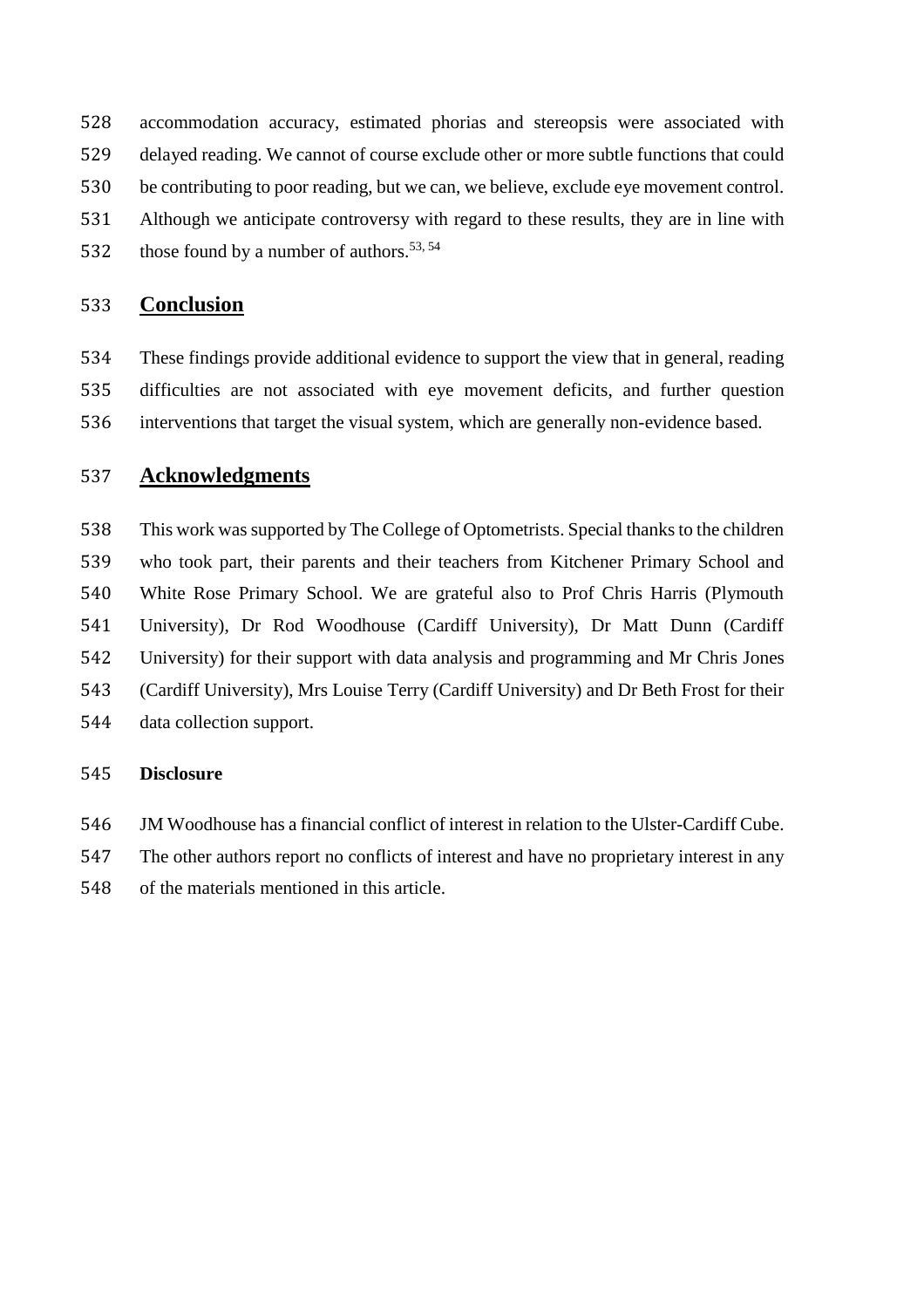accommodation accuracy, estimated phorias and stereopsis were associated with delayed reading. We cannot of course exclude other or more subtle functions that could be contributing to poor reading, but we can, we believe, exclude eye movement control. Although we anticipate controversy with regard to these results, they are in line with those found by a number of authors.[53, 54]

## Conclusion

These findings provide additional evidence to support the view that in general, reading difficulties are not associated with eye movement deficits, and further question interventions that target the visual system, which are generally non-evidence based.

## Acknowledgments

This work was supported by The College of Optometrists. Special thanks to the children who took part, their parents and their teachers from Kitchener Primary School and White Rose Primary School. We are grateful also to Prof Chris Harris (Plymouth University), Dr Rod Woodhouse (Cardiff University), Dr Matt Dunn (Cardiff University) for their support with data analysis and programming and Mr Chris Jones (Cardiff University), Mrs Louise Terry (Cardiff University) and Dr Beth Frost for their data collection support.

**Disclosure**

JM Woodhouse has a financial conflict of interest in relation to the Ulster-Cardiff Cube. The other authors report no conflicts of interest and have no proprietary interest in any of the materials mentioned in this article.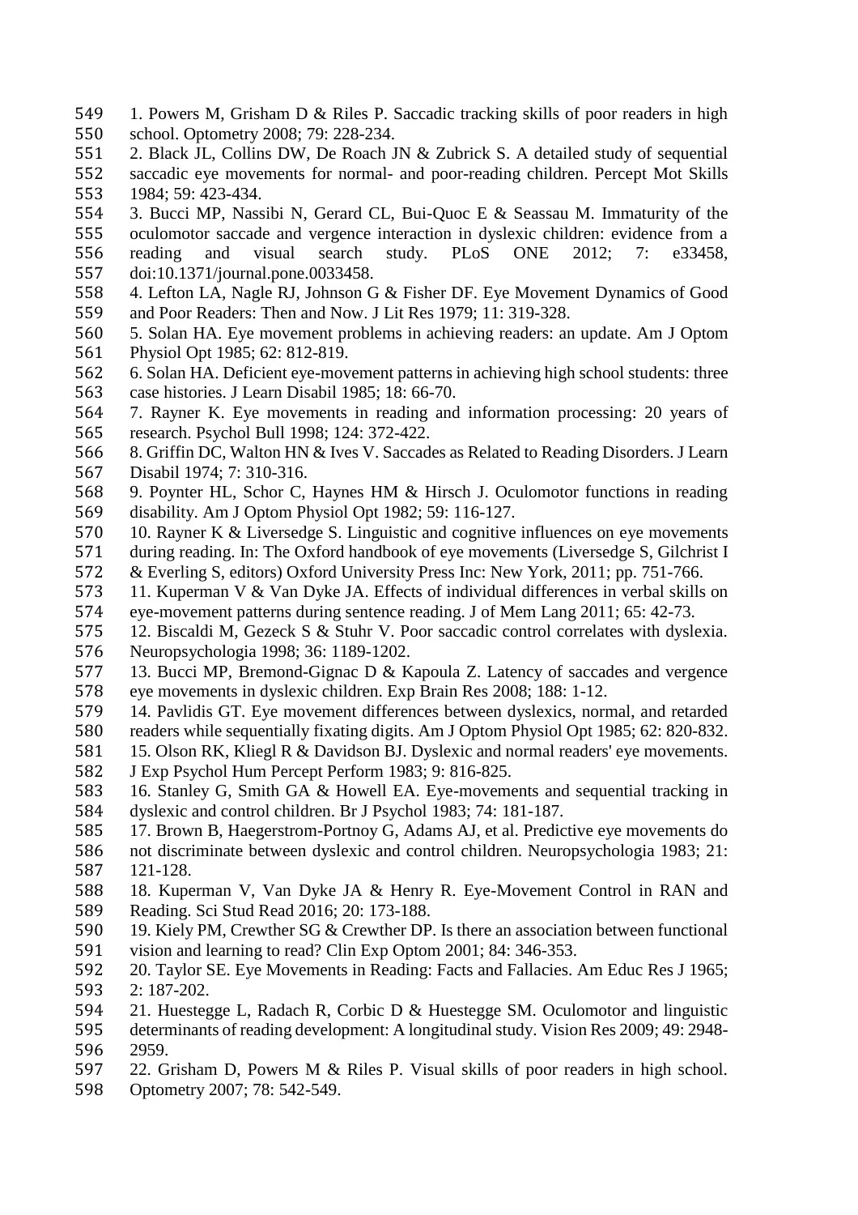1. Powers M, Grisham D & Riles P. Saccadic tracking skills of poor readers in high school. Optometry 2008; 79: 228-234.
2. Black JL, Collins DW, De Roach JN & Zubrick S. A detailed study of sequential saccadic eye movements for normal- and poor-reading children. Percept Mot Skills 1984; 59: 423-434.
3. Bucci MP, Nassibi N, Gerard CL, Bui-Quoc E & Seassau M. Immaturity of the oculomotor saccade and vergence interaction in dyslexic children: evidence from a reading and visual search study. PLoS ONE 2012; 7: e33458, doi:10.1371/journal.pone.0033458.
4. Lefton LA, Nagle RJ, Johnson G & Fisher DF. Eye Movement Dynamics of Good and Poor Readers: Then and Now. J Lit Res 1979; 11: 319-328.
5. Solan HA. Eye movement problems in achieving readers: an update. Am J Optom Physiol Opt 1985; 62: 812-819.
6. Solan HA. Deficient eye-movement patterns in achieving high school students: three case histories. J Learn Disabil 1985; 18: 66-70.
7. Rayner K. Eye movements in reading and information processing: 20 years of research. Psychol Bull 1998; 124: 372-422.
8. Griffin DC, Walton HN & Ives V. Saccades as Related to Reading Disorders. J Learn Disabil 1974; 7: 310-316.
9. Poynter HL, Schor C, Haynes HM & Hirsch J. Oculomotor functions in reading disability. Am J Optom Physiol Opt 1982; 59: 116-127.
10. Rayner K & Liversedge S. Linguistic and cognitive influences on eye movements during reading. In: The Oxford handbook of eye movements (Liversedge S, Gilchrist I & Everling S, editors) Oxford University Press Inc: New York, 2011; pp. 751-766.
11. Kuperman V & Van Dyke JA. Effects of individual differences in verbal skills on eye-movement patterns during sentence reading. J of Mem Lang 2011; 65: 42-73.
12. Biscaldi M, Gezeck S & Stuhr V. Poor saccadic control correlates with dyslexia. Neuropsychologia 1998; 36: 1189-1202.
13. Bucci MP, Bremond-Gignac D & Kapoula Z. Latency of saccades and vergence eye movements in dyslexic children. Exp Brain Res 2008; 188: 1-12.
14. Pavlidis GT. Eye movement differences between dyslexics, normal, and retarded readers while sequentially fixating digits. Am J Optom Physiol Opt 1985; 62: 820-832.
15. Olson RK, Kliegl R & Davidson BJ. Dyslexic and normal readers' eye movements. J Exp Psychol Hum Percept Perform 1983; 9: 816-825.
16. Stanley G, Smith GA & Howell EA. Eye-movements and sequential tracking in dyslexic and control children. Br J Psychol 1983; 74: 181-187.
17. Brown B, Haegerstrom-Portnoy G, Adams AJ, et al. Predictive eye movements do not discriminate between dyslexic and control children. Neuropsychologia 1983; 21: 121-128.
18. Kuperman V, Van Dyke JA & Henry R. Eye-Movement Control in RAN and Reading. Sci Stud Read 2016; 20: 173-188.
19. Kiely PM, Crewther SG & Crewther DP. Is there an association between functional vision and learning to read? Clin Exp Optom 2001; 84: 346-353.
20. Taylor SE. Eye Movements in Reading: Facts and Fallacies. Am Educ Res J 1965; 2: 187-202.
21. Huestegge L, Radach R, Corbic D & Huestegge SM. Oculomotor and linguistic determinants of reading development: A longitudinal study. Vision Res 2009; 49: 2948-2959.
22. Grisham D, Powers M & Riles P. Visual skills of poor readers in high school. Optometry 2007; 78: 542-549.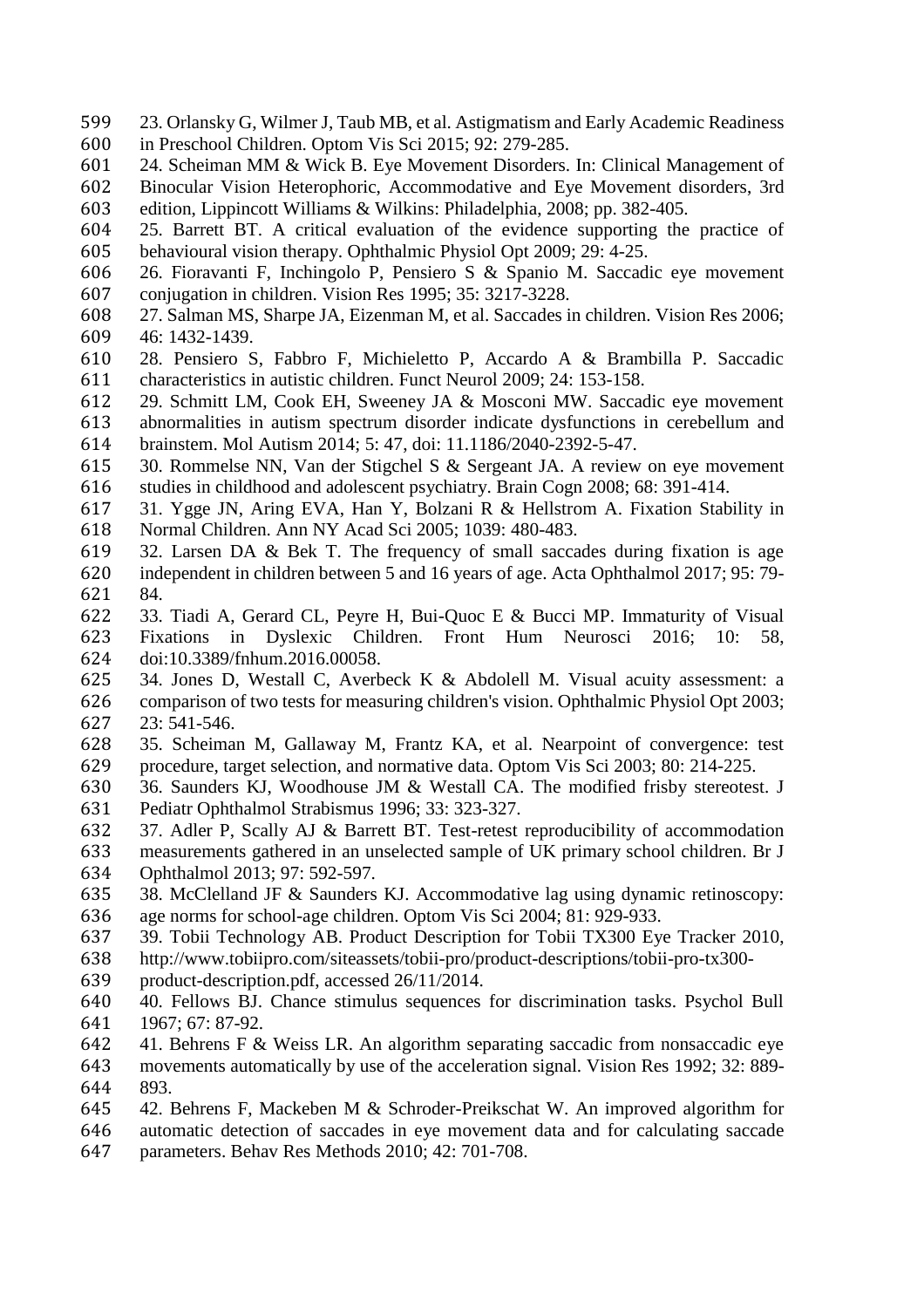23. Orlansky G, Wilmer J, Taub MB, et al. Astigmatism and Early Academic Readiness in Preschool Children. Optom Vis Sci 2015; 92: 279-285.

24. Scheiman MM & Wick B. Eye Movement Disorders. In: Clinical Management of Binocular Vision Heterophoric, Accommodative and Eye Movement disorders, 3rd edition, Lippincott Williams & Wilkins: Philadelphia, 2008; pp. 382-405.

25. Barrett BT. A critical evaluation of the evidence supporting the practice of behavioural vision therapy. Ophthalmic Physiol Opt 2009; 29: 4-25.

26. Fioravanti F, Inchingolo P, Pensiero S & Spanio M. Saccadic eye movement conjugation in children. Vision Res 1995; 35: 3217-3228.

27. Salman MS, Sharpe JA, Eizenman M, et al. Saccades in children. Vision Res 2006; 46: 1432-1439.

28. Pensiero S, Fabbro F, Michieletto P, Accardo A & Brambilla P. Saccadic characteristics in autistic children. Funct Neurol 2009; 24: 153-158.

29. Schmitt LM, Cook EH, Sweeney JA & Mosconi MW. Saccadic eye movement abnormalities in autism spectrum disorder indicate dysfunctions in cerebellum and brainstem. Mol Autism 2014; 5: 47, doi: 11.1186/2040-2392-5-47.

30. Rommelse NN, Van der Stigchel S & Sergeant JA. A review on eye movement studies in childhood and adolescent psychiatry. Brain Cogn 2008; 68: 391-414.

31. Ygge JN, Aring EVA, Han Y, Bolzani R & Hellstrom A. Fixation Stability in Normal Children. Ann NY Acad Sci 2005; 1039: 480-483.

32. Larsen DA & Bek T. The frequency of small saccades during fixation is age independent in children between 5 and 16 years of age. Acta Ophthalmol 2017; 95: 79-84.

33. Tiadi A, Gerard CL, Peyre H, Bui-Quoc E & Bucci MP. Immaturity of Visual Fixations in Dyslexic Children. Front Hum Neurosci 2016; 10: 58, doi:10.3389/fnhum.2016.00058.

34. Jones D, Westall C, Averbeck K & Abdolell M. Visual acuity assessment: a comparison of two tests for measuring children's vision. Ophthalmic Physiol Opt 2003; 23: 541-546.

35. Scheiman M, Gallaway M, Frantz KA, et al. Nearpoint of convergence: test procedure, target selection, and normative data. Optom Vis Sci 2003; 80: 214-225.

36. Saunders KJ, Woodhouse JM & Westall CA. The modified frisby stereotest. J Pediatr Ophthalmol Strabismus 1996; 33: 323-327.

37. Adler P, Scally AJ & Barrett BT. Test-retest reproducibility of accommodation measurements gathered in an unselected sample of UK primary school children. Br J Ophthalmol 2013; 97: 592-597.

38. McClelland JF & Saunders KJ. Accommodative lag using dynamic retinoscopy: age norms for school-age children. Optom Vis Sci 2004; 81: 929-933.

39. Tobii Technology AB. Product Description for Tobii TX300 Eye Tracker 2010, http://www.tobiipro.com/siteassets/tobii-pro/product-descriptions/tobii-pro-tx300-product-description.pdf, accessed 26/11/2014.

40. Fellows BJ. Chance stimulus sequences for discrimination tasks. Psychol Bull 1967; 67: 87-92.

41. Behrens F & Weiss LR. An algorithm separating saccadic from nonsaccadic eye movements automatically by use of the acceleration signal. Vision Res 1992; 32: 889-893.

42. Behrens F, Mackeben M & Schroder-Preikschat W. An improved algorithm for automatic detection of saccades in eye movement data and for calculating saccade parameters. Behav Res Methods 2010; 42: 701-708.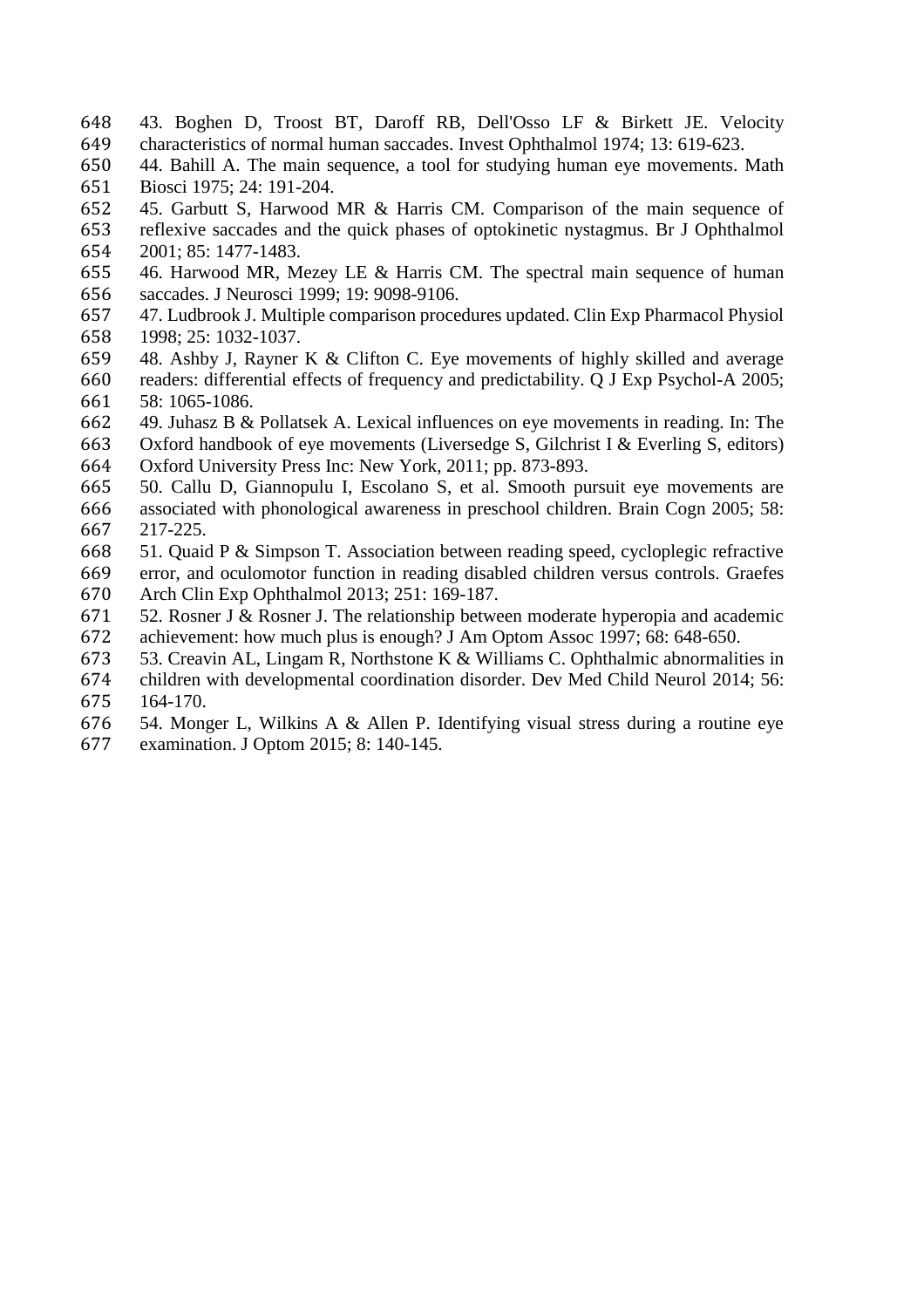43. Boghen D, Troost BT, Daroff RB, Dell'Osso LF & Birkett JE. Velocity characteristics of normal human saccades. Invest Ophthalmol 1974; 13: 619-623.

44. Bahill A. The main sequence, a tool for studying human eye movements. Math Biosci 1975; 24: 191-204.

45. Garbutt S, Harwood MR & Harris CM. Comparison of the main sequence of reflexive saccades and the quick phases of optokinetic nystagmus. Br J Ophthalmol 2001; 85: 1477-1483.

46. Harwood MR, Mezey LE & Harris CM. The spectral main sequence of human saccades. J Neurosci 1999; 19: 9098-9106.

47. Ludbrook J. Multiple comparison procedures updated. Clin Exp Pharmacol Physiol 1998; 25: 1032-1037.

48. Ashby J, Rayner K & Clifton C. Eye movements of highly skilled and average readers: differential effects of frequency and predictability. Q J Exp Psychol-A 2005; 58: 1065-1086.

49. Juhasz B & Pollatsek A. Lexical influences on eye movements in reading. In: The Oxford handbook of eye movements (Liversedge S, Gilchrist I & Everling S, editors) Oxford University Press Inc: New York, 2011; pp. 873-893.

50. Callu D, Giannopulu I, Escolano S, et al. Smooth pursuit eye movements are associated with phonological awareness in preschool children. Brain Cogn 2005; 58: 217-225.

51. Quaid P & Simpson T. Association between reading speed, cycloplegic refractive error, and oculomotor function in reading disabled children versus controls. Graefes Arch Clin Exp Ophthalmol 2013; 251: 169-187.

52. Rosner J & Rosner J. The relationship between moderate hyperopia and academic achievement: how much plus is enough? J Am Optom Assoc 1997; 68: 648-650.

53. Creavin AL, Lingam R, Northstone K & Williams C. Ophthalmic abnormalities in children with developmental coordination disorder. Dev Med Child Neurol 2014; 56: 164-170.

54. Monger L, Wilkins A & Allen P. Identifying visual stress during a routine eye examination. J Optom 2015; 8: 140-145.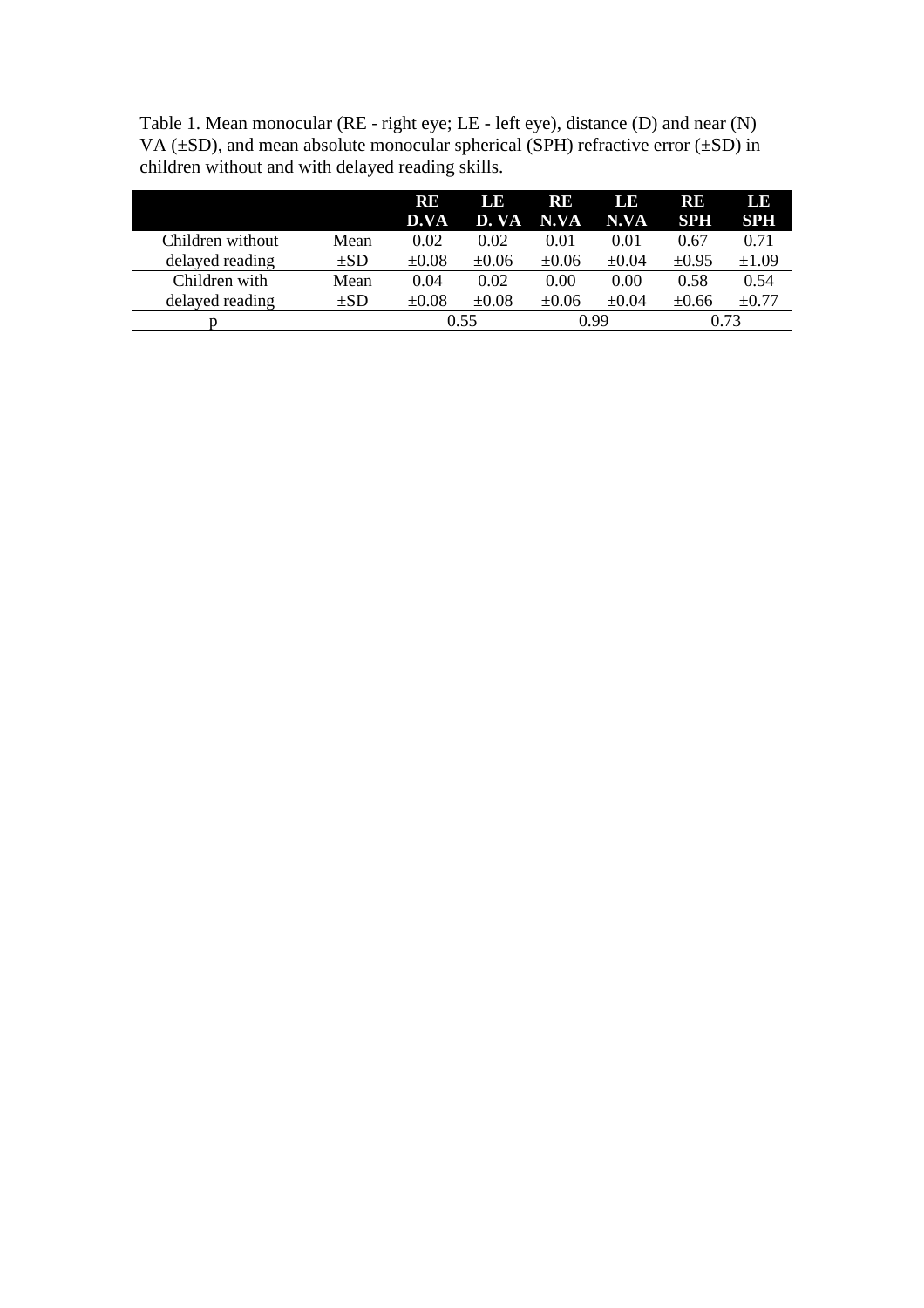Table 1. Mean monocular (RE - right eye; LE - left eye), distance (D) and near (N) VA (±SD), and mean absolute monocular spherical (SPH) refractive error (±SD) in children without and with delayed reading skills.

| | | RE D.VA | LE D. VA | RE N.VA | LE N.VA | RE SPH | LE SPH |
|---|---|---|---|---|---|---|---|
| Children without delayed reading | Mean | 0.02 | 0.02 | 0.01 | 0.01 | 0.67 | 0.71 |
| | ±SD | ±0.08 | ±0.06 | ±0.06 | ±0.04 | ±0.95 | ±1.09 |
| Children with delayed reading | Mean | 0.04 | 0.02 | 0.00 | 0.00 | 0.58 | 0.54 |
| | ±SD | ±0.08 | ±0.08 | ±0.06 | ±0.04 | ±0.66 | ±0.77 |
| p | | 0.55 | | 0.99 | | 0.73 | |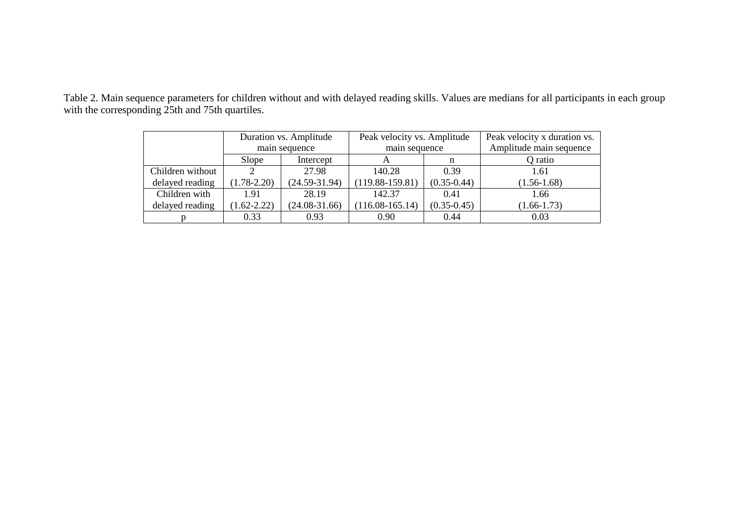Table 2. Main sequence parameters for children without and with delayed reading skills. Values are medians for all participants in each group with the corresponding 25th and 75th quartiles.

| | Duration vs. Amplitude main sequence | | Peak velocity vs. Amplitude main sequence | | Peak velocity x duration vs. Amplitude main sequence |
|---|---|---|---|---|---|
| | Slope | Intercept | A | n | Q ratio |
| Children without delayed reading | 2 (1.78-2.20) | 27.98 (24.59-31.94) | 140.28 (119.88-159.81) | 0.39 (0.35-0.44) | 1.61 (1.56-1.68) |
| Children with delayed reading | 1.91 (1.62-2.22) | 28.19 (24.08-31.66) | 142.37 (116.08-165.14) | 0.41 (0.35-0.45) | 1.66 (1.66-1.73) |
| p | 0.33 | 0.93 | 0.90 | 0.44 | 0.03 |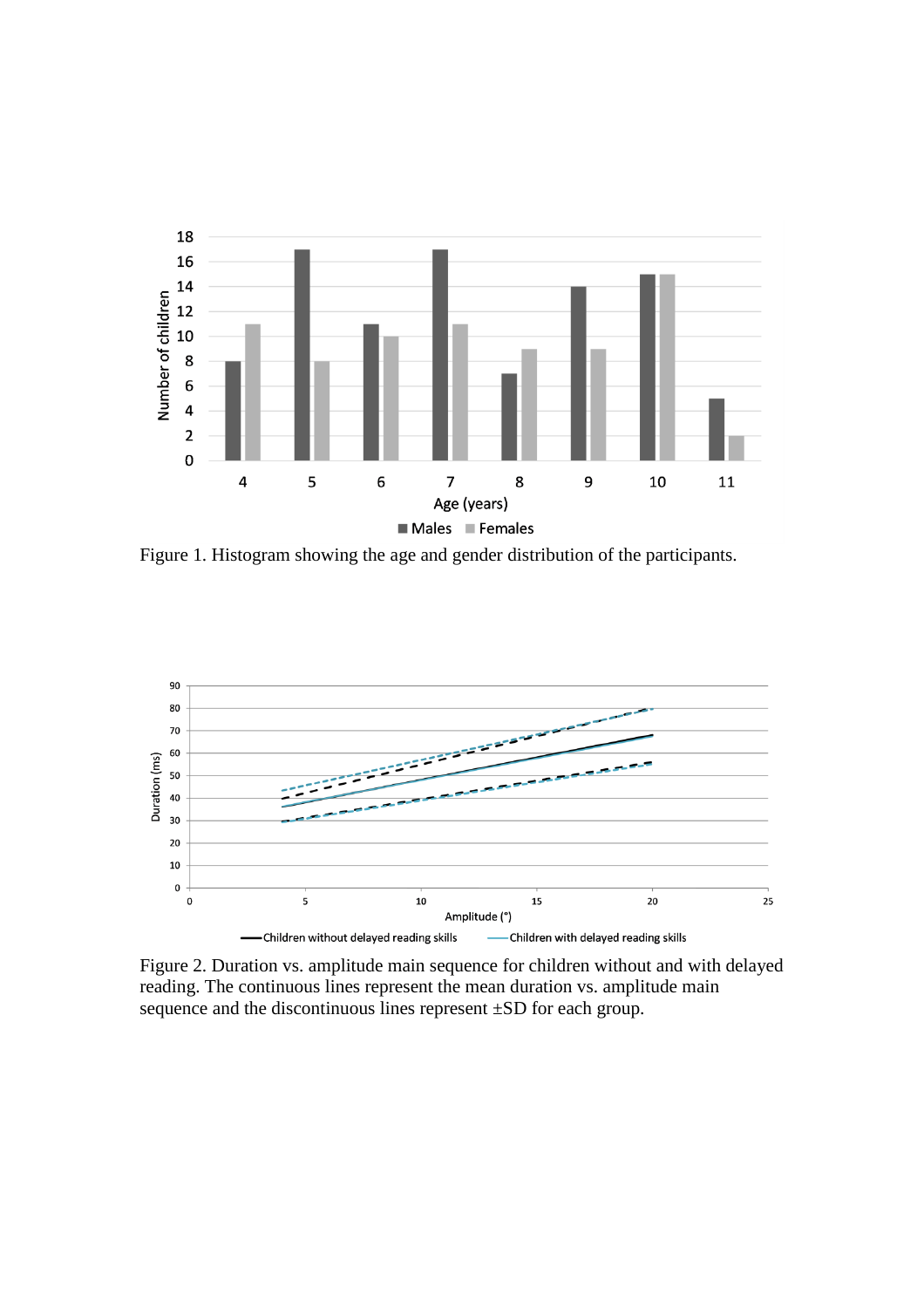Figure 1. Histogram showing the age and gender distribution of the participants.

Figure 2. Duration vs. amplitude main sequence for children without and with delayed reading. The continuous lines represent the mean duration vs. amplitude main sequence and the discontinuous lines represent ±SD for each group.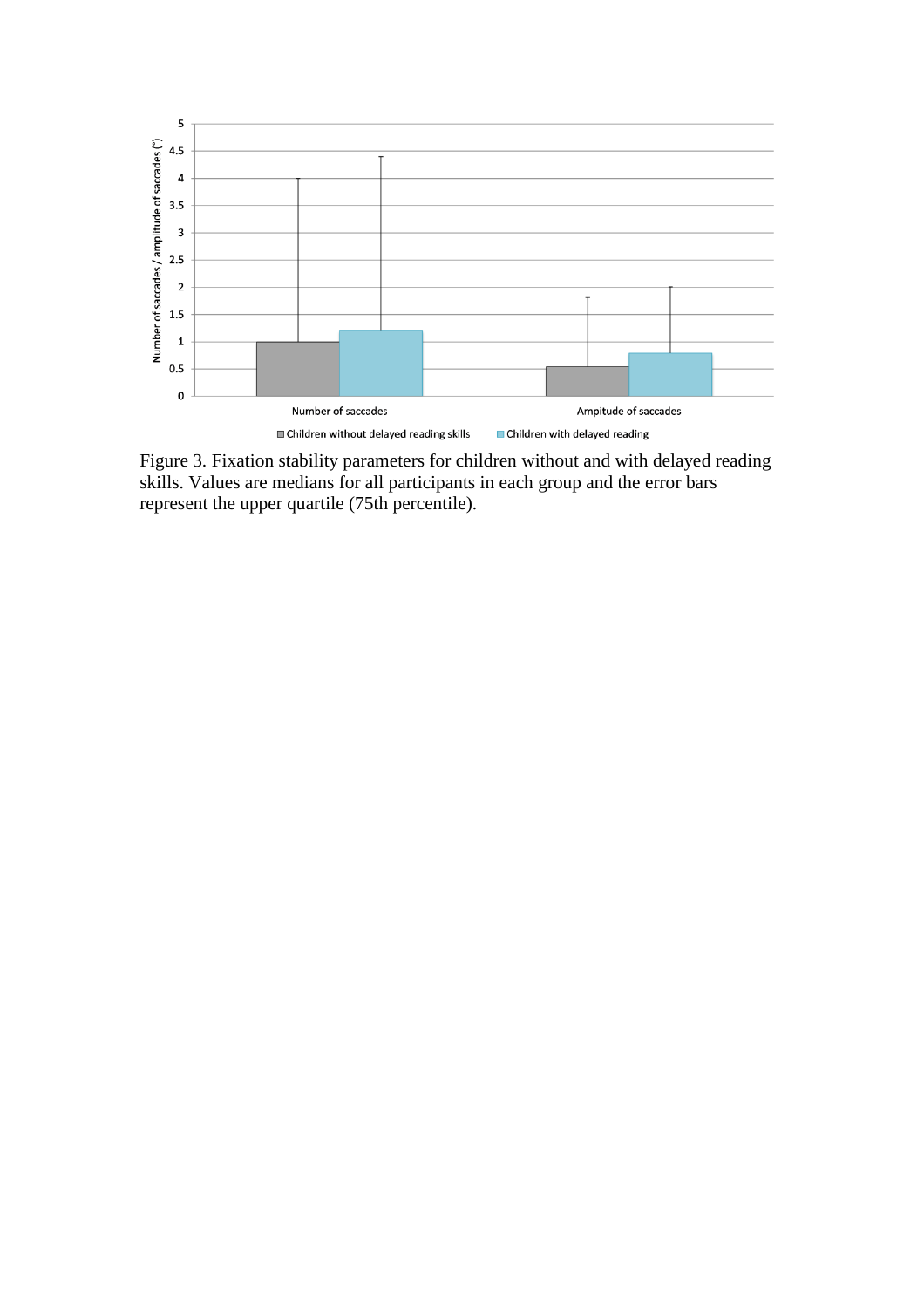5
4.5
4
3.5
3
2.5
2
1.5
1
0.5
0

Number of saccades / amplitude of saccades (°)

Number of saccades

Ampitude of saccades

Children without delayed reading skills

Children with delayed reading

Figure 3. Fixation stability parameters for children without and with delayed reading skills. Values are medians for all participants in each group and the error bars represent the upper quartile (75th percentile).